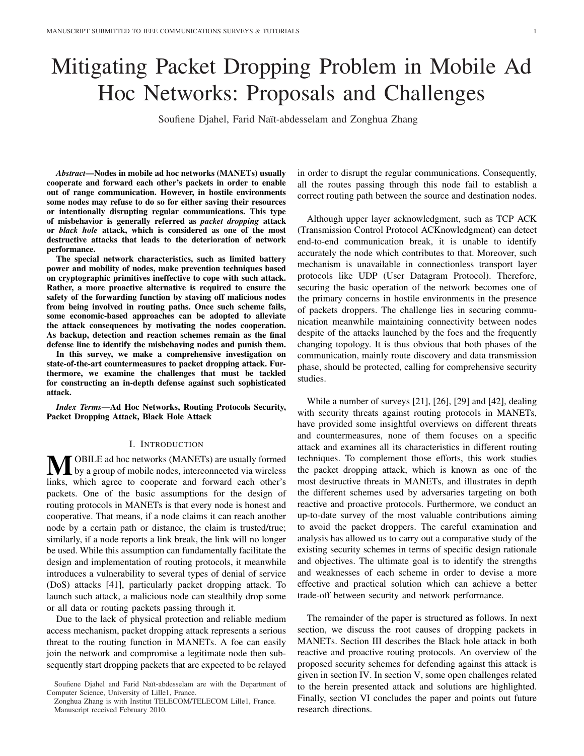# Mitigating Packet Dropping Problem in Mobile Ad Hoc Networks: Proposals and Challenges

Soufiene Djahel, Farid Naït-abdesselam and Zonghua Zhang

***Abstract*—Nodes in mobile ad hoc networks (MANETs) usually cooperate and forward each other's packets in order to enable out of range communication. However, in hostile environments some nodes may refuse to do so for either saving their resources or intentionally disrupting regular communications. This type of misbehavior is generally referred as *packet dropping* attack or *black hole* attack, which is considered as one of the most destructive attacks that leads to the deterioration of network performance.**

**The special network characteristics, such as limited battery power and mobility of nodes, make prevention techniques based on cryptographic primitives ineffective to cope with such attack. Rather, a more proactive alternative is required to ensure the safety of the forwarding function by staving off malicious nodes from being involved in routing paths. Once such scheme fails, some economic-based approaches can be adopted to alleviate the attack consequences by motivating the nodes cooperation. As backup, detection and reaction schemes remain as the final defense line to identify the misbehaving nodes and punish them.**

**In this survey, we make a comprehensive investigation on state-of-the-art countermeasures to packet dropping attack. Furthermore, we examine the challenges that must be tackled for constructing an in-depth defense against such sophisticated attack.**

***Index Terms*—Ad Hoc Networks, Routing Protocols Security, Packet Dropping Attack, Black Hole Attack**

## I. Introduction

MOBILE ad hoc networks (MANETs) are usually formed by a group of mobile nodes, interconnected via wireless links, which agree to cooperate and forward each other's packets. One of the basic assumptions for the design of routing protocols in MANETs is that every node is honest and cooperative. That means, if a node claims it can reach another node by a certain path or distance, the claim is trusted/true; similarly, if a node reports a link break, the link will no longer be used. While this assumption can fundamentally facilitate the design and implementation of routing protocols, it meanwhile introduces a vulnerability to several types of denial of service (DoS) attacks [41], particularly packet dropping attack. To launch such attack, a malicious node can stealthily drop some or all data or routing packets passing through it.

Due to the lack of physical protection and reliable medium access mechanism, packet dropping attack represents a serious threat to the routing function in MANETs. A foe can easily join the network and compromise a legitimate node then subsequently start dropping packets that are expected to be relayed in order to disrupt the regular communications. Consequently, all the routes passing through this node fail to establish a correct routing path between the source and destination nodes.

Although upper layer acknowledgment, such as TCP ACK (Transmission Control Protocol ACKnowledgment) can detect end-to-end communication break, it is unable to identify accurately the node which contributes to that. Moreover, such mechanism is unavailable in connectionless transport layer protocols like UDP (User Datagram Protocol). Therefore, securing the basic operation of the network becomes one of the primary concerns in hostile environments in the presence of packets droppers. The challenge lies in securing communication meanwhile maintaining connectivity between nodes despite of the attacks launched by the foes and the frequently changing topology. It is thus obvious that both phases of the communication, mainly route discovery and data transmission phase, should be protected, calling for comprehensive security studies.

While a number of surveys [21], [26], [29] and [42], dealing with security threats against routing protocols in MANETs, have provided some insightful overviews on different threats and countermeasures, none of them focuses on a specific attack and examines all its characteristics in different routing techniques. To complement those efforts, this work studies the packet dropping attack, which is known as one of the most destructive threats in MANETs, and illustrates in depth the different schemes used by adversaries targeting on both reactive and proactive protocols. Furthermore, we conduct an up-to-date survey of the most valuable contributions aiming to avoid the packet droppers. The careful examination and analysis has allowed us to carry out a comparative study of the existing security schemes in terms of specific design rationale and objectives. The ultimate goal is to identify the strengths and weaknesses of each scheme in order to devise a more effective and practical solution which can achieve a better trade-off between security and network performance.

The remainder of the paper is structured as follows. In next section, we discuss the root causes of dropping packets in MANETs. Section III describes the Black hole attack in both reactive and proactive routing protocols. An overview of the proposed security schemes for defending against this attack is given in section IV. In section V, some open challenges related to the herein presented attack and solutions are highlighted. Finally, section VI concludes the paper and points out future research directions.

Soufiene Djahel and Farid Naït-abdesselam are with the Department of Computer Science, University of Lille1, France.

Zonghua Zhang is with Institut TELECOM/TELECOM Lille1, France.

Manuscript received February 2010.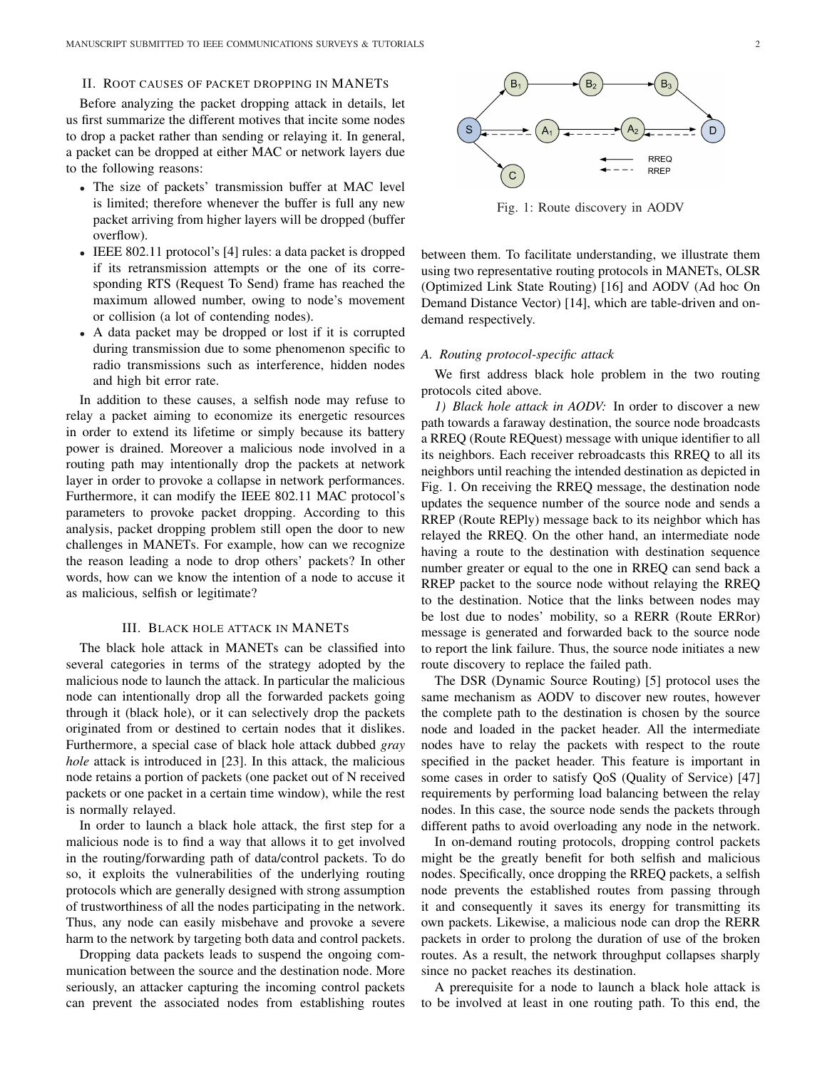## II. Root causes of packet dropping in MANETs

Before analyzing the packet dropping attack in details, let us first summarize the different motives that incite some nodes to drop a packet rather than sending or relaying it. In general, a packet can be dropped at either MAC or network layers due to the following reasons:

- The size of packets' transmission buffer at MAC level is limited; therefore whenever the buffer is full any new packet arriving from higher layers will be dropped (buffer overflow).
- IEEE 802.11 protocol's [4] rules: a data packet is dropped if its retransmission attempts or the one of its corresponding RTS (Request To Send) frame has reached the maximum allowed number, owing to node's movement or collision (a lot of contending nodes).
- A data packet may be dropped or lost if it is corrupted during transmission due to some phenomenon specific to radio transmissions such as interference, hidden nodes and high bit error rate.

In addition to these causes, a selfish node may refuse to relay a packet aiming to economize its energetic resources in order to extend its lifetime or simply because its battery power is drained. Moreover a malicious node involved in a routing path may intentionally drop the packets at network layer in order to provoke a collapse in network performances. Furthermore, it can modify the IEEE 802.11 MAC protocol's parameters to provoke packet dropping. According to this analysis, packet dropping problem still open the door to new challenges in MANETs. For example, how can we recognize the reason leading a node to drop others' packets? In other words, how can we know the intention of a node to accuse it as malicious, selfish or legitimate?

## III. Black hole attack in MANETs

The black hole attack in MANETs can be classified into several categories in terms of the strategy adopted by the malicious node to launch the attack. In particular the malicious node can intentionally drop all the forwarded packets going through it (black hole), or it can selectively drop the packets originated from or destined to certain nodes that it dislikes. Furthermore, a special case of black hole attack dubbed *gray hole* attack is introduced in [23]. In this attack, the malicious node retains a portion of packets (one packet out of N received packets or one packet in a certain time window), while the rest is normally relayed.

In order to launch a black hole attack, the first step for a malicious node is to find a way that allows it to get involved in the routing/forwarding path of data/control packets. To do so, it exploits the vulnerabilities of the underlying routing protocols which are generally designed with strong assumption of trustworthiness of all the nodes participating in the network. Thus, any node can easily misbehave and provoke a severe harm to the network by targeting both data and control packets.

Dropping data packets leads to suspend the ongoing communication between the source and the destination node. More seriously, an attacker capturing the incoming control packets can prevent the associated nodes from establishing routes between them. To facilitate understanding, we illustrate them using two representative routing protocols in MANETs, OLSR (Optimized Link State Routing) [16] and AODV (Ad hoc On Demand Distance Vector) [14], which are table-driven and on-demand respectively.

Fig. 1: Route discovery in AODV

### A. Routing protocol-specific attack

We first address black hole problem in the two routing protocols cited above.

*1) Black hole attack in AODV:* In order to discover a new path towards a faraway destination, the source node broadcasts a RREQ (Route REQuest) message with unique identifier to all its neighbors. Each receiver rebroadcasts this RREQ to all its neighbors until reaching the intended destination as depicted in Fig. 1. On receiving the RREQ message, the destination node updates the sequence number of the source node and sends a RREP (Route REPly) message back to its neighbor which has relayed the RREQ. On the other hand, an intermediate node having a route to the destination with destination sequence number greater or equal to the one in RREQ can send back a RREP packet to the source node without relaying the RREQ to the destination. Notice that the links between nodes may be lost due to nodes' mobility, so a RERR (Route ERRor) message is generated and forwarded back to the source node to report the link failure. Thus, the source node initiates a new route discovery to replace the failed path.

The DSR (Dynamic Source Routing) [5] protocol uses the same mechanism as AODV to discover new routes, however the complete path to the destination is chosen by the source node and loaded in the packet header. All the intermediate nodes have to relay the packets with respect to the route specified in the packet header. This feature is important in some cases in order to satisfy QoS (Quality of Service) [47] requirements by performing load balancing between the relay nodes. In this case, the source node sends the packets through different paths to avoid overloading any node in the network.

In on-demand routing protocols, dropping control packets might be the greatly benefit for both selfish and malicious nodes. Specifically, once dropping the RREQ packets, a selfish node prevents the established routes from passing through it and consequently it saves its energy for transmitting its own packets. Likewise, a malicious node can drop the RERR packets in order to prolong the duration of use of the broken routes. As a result, the network throughput collapses sharply since no packet reaches its destination.

A prerequisite for a node to launch a black hole attack is to be involved at least in one routing path. To this end, the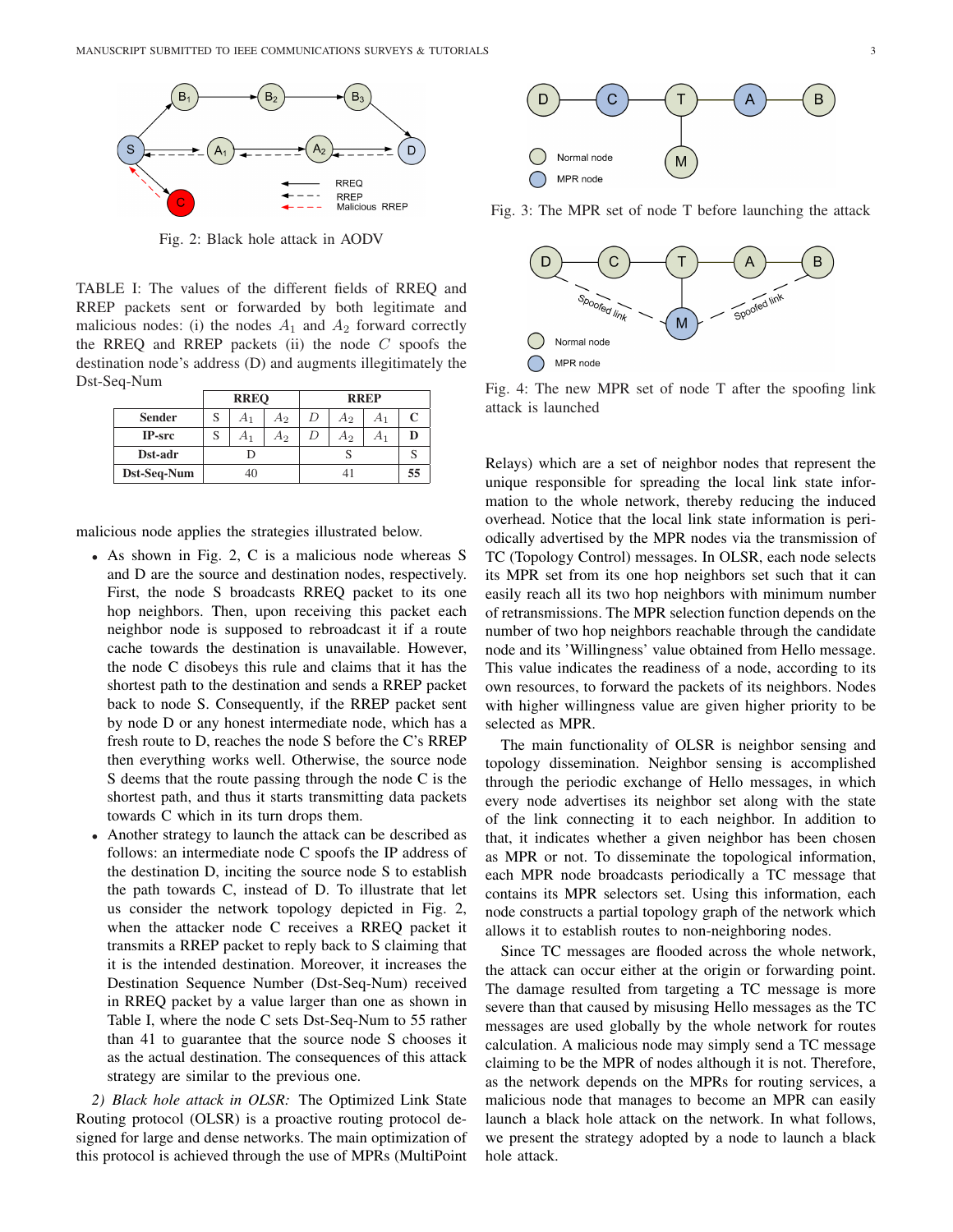Fig. 2: Black hole attack in AODV

TABLE I: The values of the different fields of RREQ and RREP packets sent or forwarded by both legitimate and malicious nodes: (i) the nodes $A_1$ and $A_2$ forward correctly the RREQ and RREP packets (ii) the node $C$ spoofs the destination node's address (D) and augments illegitimately the Dst-Seq-Num

| | **RREQ** | | | **RREP** | | | |
|---|---|---|---|---|---|---|---|
| **Sender** | S | $A_1$ | $A_2$ | $D$ | $A_2$ | $A_1$ | **C** |
| **IP-src** | S | $A_1$ | $A_2$ | $D$ | $A_2$ | $A_1$ | **D** |
| **Dst-adr** | D | | | S | | | S |
| **Dst-Seq-Num** | 40 | | | 41 | | | **55** |

malicious node applies the strategies illustrated below.

- As shown in Fig. 2, C is a malicious node whereas S and D are the source and destination nodes, respectively. First, the node S broadcasts RREQ packet to its one hop neighbors. Then, upon receiving this packet each neighbor node is supposed to rebroadcast it if a route cache towards the destination is unavailable. However, the node C disobeys this rule and claims that it has the shortest path to the destination and sends a RREP packet back to node S. Consequently, if the RREP packet sent by node D or any honest intermediate node, which has a fresh route to D, reaches the node S before the C's RREP then everything works well. Otherwise, the source node S deems that the route passing through the node C is the shortest path, and thus it starts transmitting data packets towards C which in its turn drops them.
- Another strategy to launch the attack can be described as follows: an intermediate node C spoofs the IP address of the destination D, inciting the source node S to establish the path towards C, instead of D. To illustrate that let us consider the network topology depicted in Fig. 2, when the attacker node C receives a RREQ packet it transmits a RREP packet to reply back to S claiming that it is the intended destination. Moreover, it increases the Destination Sequence Number (Dst-Seq-Num) received in RREQ packet by a value larger than one as shown in Table I, where the node C sets Dst-Seq-Num to 55 rather than 41 to guarantee that the source node S chooses it as the actual destination. The consequences of this attack strategy are similar to the previous one.

*2) Black hole attack in OLSR:* The Optimized Link State Routing protocol (OLSR) is a proactive routing protocol designed for large and dense networks. The main optimization of this protocol is achieved through the use of MPRs (MultiPoint Relays) which are a set of neighbor nodes that represent the unique responsible for spreading the local link state information to the whole network, thereby reducing the induced overhead. Notice that the local link state information is periodically advertised by the MPR nodes via the transmission of TC (Topology Control) messages. In OLSR, each node selects its MPR set from its one hop neighbors set such that it can easily reach all its two hop neighbors with minimum number of retransmissions. The MPR selection function depends on the number of two hop neighbors reachable through the candidate node and its 'Willingness' value obtained from Hello message. This value indicates the readiness of a node, according to its own resources, to forward the packets of its neighbors. Nodes with higher willingness value are given higher priority to be selected as MPR.

Fig. 3: The MPR set of node T before launching the attack

Fig. 4: The new MPR set of node T after the spoofing link attack is launched

The main functionality of OLSR is neighbor sensing and topology dissemination. Neighbor sensing is accomplished through the periodic exchange of Hello messages, in which every node advertises its neighbor set along with the state of the link connecting it to each neighbor. In addition to that, it indicates whether a given neighbor has been chosen as MPR or not. To disseminate the topological information, each MPR node broadcasts periodically a TC message that contains its MPR selectors set. Using this information, each node constructs a partial topology graph of the network which allows it to establish routes to non-neighboring nodes.

Since TC messages are flooded across the whole network, the attack can occur either at the origin or forwarding point. The damage resulted from targeting a TC message is more severe than that caused by misusing Hello messages as the TC messages are used globally by the whole network for routes calculation. A malicious node may simply send a TC message claiming to be the MPR of nodes although it is not. Therefore, as the network depends on the MPRs for routing services, a malicious node that manages to become an MPR can easily launch a black hole attack on the network. In what follows, we present the strategy adopted by a node to launch a black hole attack.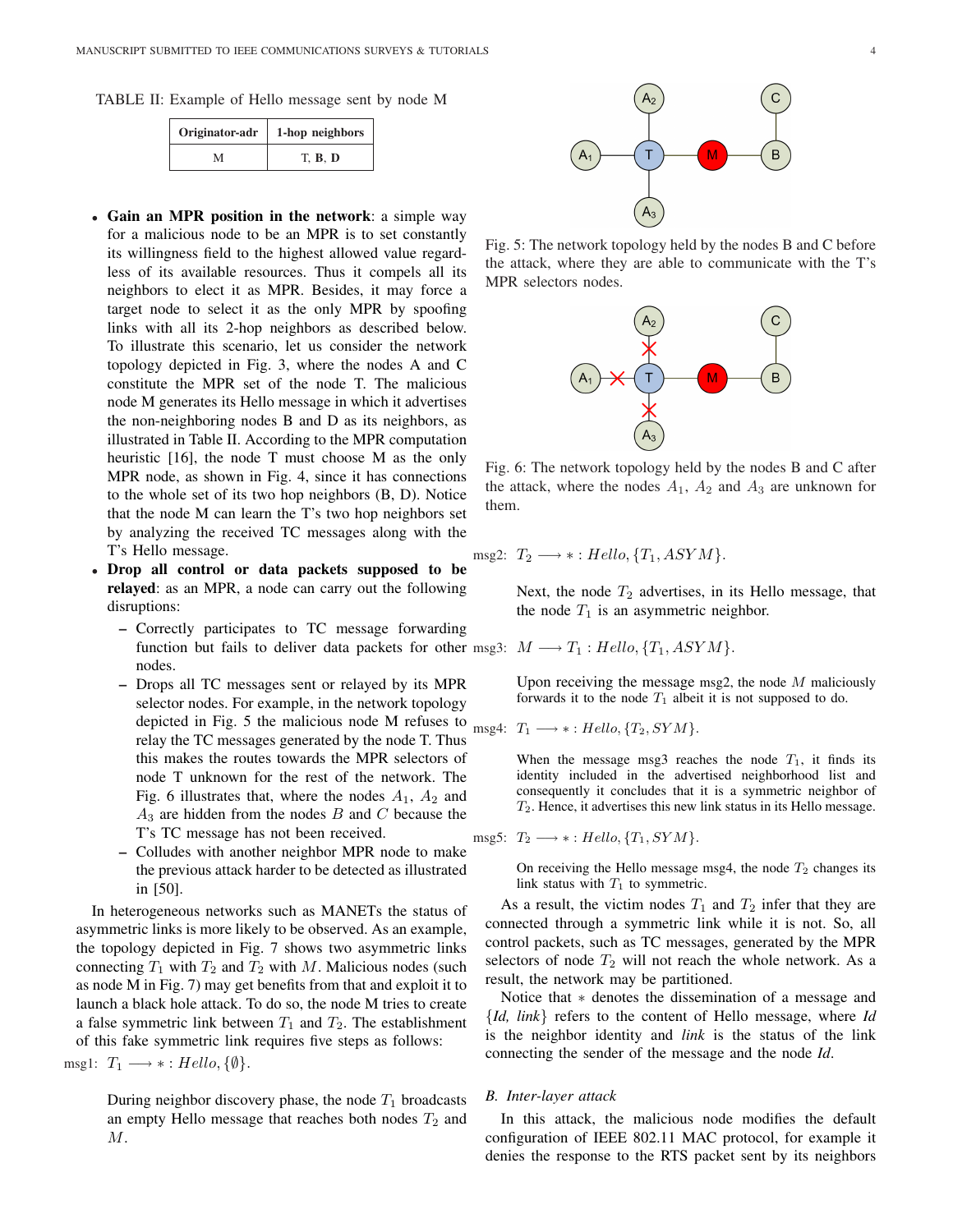TABLE II: Example of Hello message sent by node M

| Originator-adr | 1-hop neighbors |
|---|---|
| M | T, **B**, **D** |

- **Gain an MPR position in the network**: a simple way for a malicious node to be an MPR is to set constantly its willingness field to the highest allowed value regardless of its available resources. Thus it compels all its neighbors to elect it as MPR. Besides, it may force a target node to select it as the only MPR by spoofing links with all its 2-hop neighbors as described below. To illustrate this scenario, let us consider the network topology depicted in Fig. 3, where the nodes A and C constitute the MPR set of the node T. The malicious node M generates its Hello message in which it advertises the non-neighboring nodes B and D as its neighbors, as illustrated in Table II. According to the MPR computation heuristic [16], the node T must choose M as the only MPR node, as shown in Fig. 4, since it has connections to the whole set of its two hop neighbors (B, D). Notice that the node M can learn the T's two hop neighbors set by analyzing the received TC messages along with the T's Hello message.
- **Drop all control or data packets supposed to be relayed**: as an MPR, a node can carry out the following disruptions:
  - Correctly participates to TC message forwarding function but fails to deliver data packets for other nodes.
  - Drops all TC messages sent or relayed by its MPR selector nodes. For example, in the network topology depicted in Fig. 5 the malicious node M refuses to relay the TC messages generated by the node T. Thus this makes the routes towards the MPR selectors of node T unknown for the rest of the network. The Fig. 6 illustrates that, where the nodes $A_1$, $A_2$ and $A_3$ are hidden from the nodes $B$ and $C$ because the T's TC message has not been received.
  - Colludes with another neighbor MPR node to make the previous attack harder to be detected as illustrated in [50].

In heterogeneous networks such as MANETs the status of asymmetric links is more likely to be observed. As an example, the topology depicted in Fig. 7 shows two asymmetric links connecting $T_1$ with $T_2$ and $T_2$ with $M$. Malicious nodes (such as node M in Fig. 7) may get benefits from that and exploit it to launch a black hole attack. To do so, the node M tries to create a false symmetric link between $T_1$ and $T_2$. The establishment of this fake symmetric link requires five steps as follows:

msg1: $T_1 \longrightarrow * : Hello, \{\emptyset\}.$

During neighbor discovery phase, the node $T_1$ broadcasts an empty Hello message that reaches both nodes $T_2$ and $M$.

Fig. 5: The network topology held by the nodes B and C before the attack, where they are able to communicate with the T's MPR selectors nodes.

Fig. 6: The network topology held by the nodes B and C after the attack, where the nodes $A_1$, $A_2$ and $A_3$ are unknown for them.

msg2: $T_2 \longrightarrow * : Hello, \{T_1, ASYM\}.$

Next, the node $T_2$ advertises, in its Hello message, that the node $T_1$ is an asymmetric neighbor.

msg3: $M \longrightarrow T_1 : Hello, \{T_1, ASYM\}.$

Upon receiving the message msg2, the node $M$ maliciously forwards it to the node $T_1$ albeit it is not supposed to do.

msg4: $T_1 \longrightarrow * : Hello, \{T_2, SYM\}.$

When the message msg3 reaches the node $T_1$, it finds its identity included in the advertised neighborhood list and consequently it concludes that it is a symmetric neighbor of $T_2$. Hence, it advertises this new link status in its Hello message.

msg5: $T_2 \longrightarrow * : Hello, \{T_1, SYM\}.$

On receiving the Hello message msg4, the node $T_2$ changes its link status with $T_1$ to symmetric.

As a result, the victim nodes $T_1$ and $T_2$ infer that they are connected through a symmetric link while it is not. So, all control packets, such as TC messages, generated by the MPR selectors of node $T_2$ will not reach the whole network. As a result, the network may be partitioned.

Notice that $*$ denotes the dissemination of a message and $\{Id,\ link\}$ refers to the content of Hello message, where *Id* is the neighbor identity and *link* is the status of the link connecting the sender of the message and the node *Id*.

### B. Inter-layer attack

In this attack, the malicious node modifies the default configuration of IEEE 802.11 MAC protocol, for example it denies the response to the RTS packet sent by its neighbors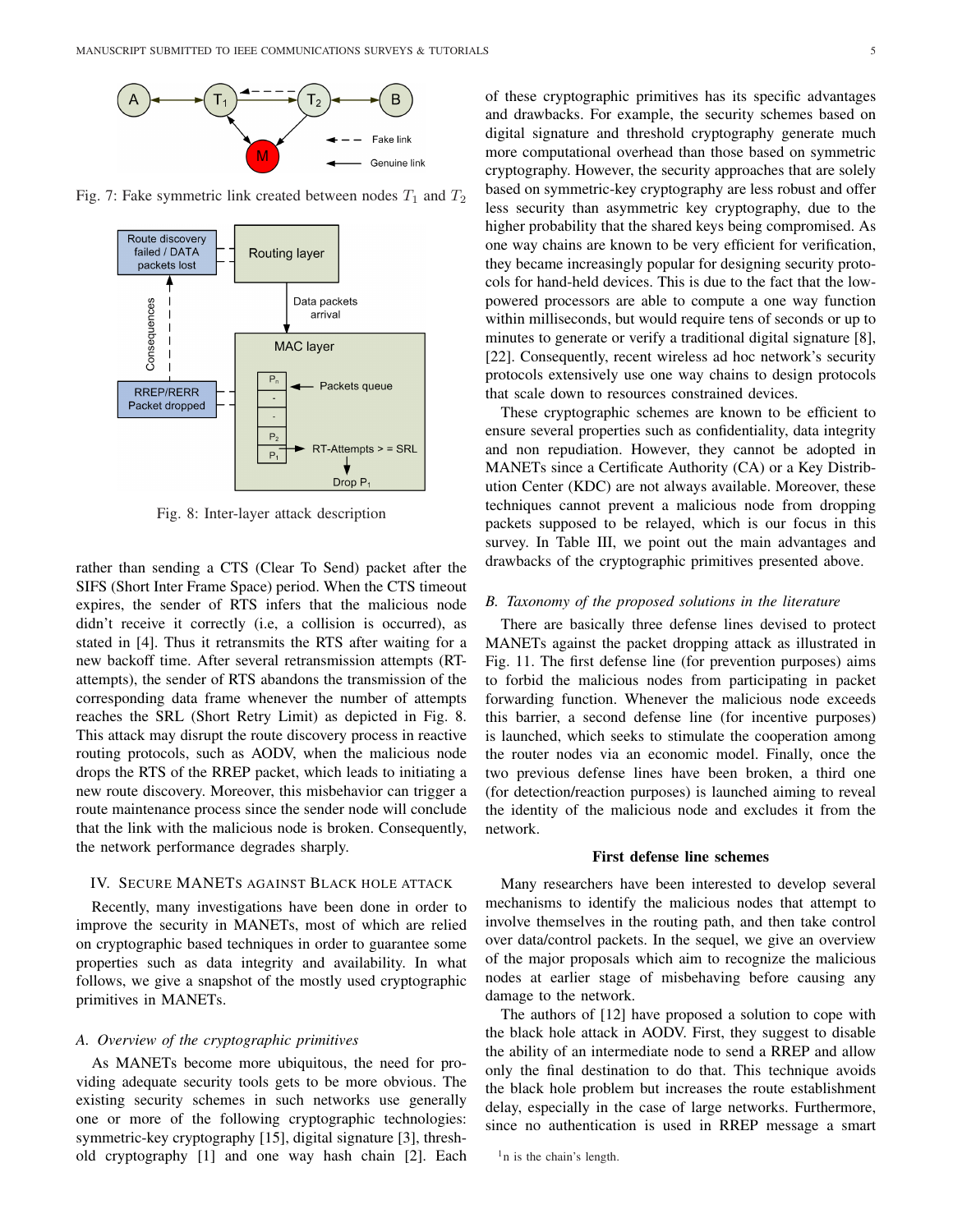Fake link

Genuine link

Fig. 7: Fake symmetric link created between nodes $T_1$ and $T_2$

Route discovery failed / DATA packets lost

Routing layer

Consequences

Data packets arrival

MAC layer

$P_n$

Packets queue

-

-

$P_2$

$P_1$

RT-Attempts > = SRL

Drop $P_1$

RREP/RERR Packet dropped

Fig. 8: Inter-layer attack description

rather than sending a CTS (Clear To Send) packet after the SIFS (Short Inter Frame Space) period. When the CTS timeout expires, the sender of RTS infers that the malicious node didn't receive it correctly (i.e, a collision is occurred), as stated in [4]. Thus it retransmits the RTS after waiting for a new backoff time. After several retransmission attempts (RT-attempts), the sender of RTS abandons the transmission of the corresponding data frame whenever the number of attempts reaches the SRL (Short Retry Limit) as depicted in Fig. 8. This attack may disrupt the route discovery process in reactive routing protocols, such as AODV, when the malicious node drops the RTS of the RREP packet, which leads to initiating a new route discovery. Moreover, this misbehavior can trigger a route maintenance process since the sender node will conclude that the link with the malicious node is broken. Consequently, the network performance degrades sharply.

## IV. Secure MANETs against Black hole attack

Recently, many investigations have been done in order to improve the security in MANETs, most of which are relied on cryptographic based techniques in order to guarantee some properties such as data integrity and availability. In what follows, we give a snapshot of the mostly used cryptographic primitives in MANETs.

### *A. Overview of the cryptographic primitives*

As MANETs become more ubiquitous, the need for providing adequate security tools gets to be more obvious. The existing security schemes in such networks use generally one or more of the following cryptographic technologies: symmetric-key cryptography [15], digital signature [3], threshold cryptography [1] and one way hash chain [2]. Each of these cryptographic primitives has its specific advantages and drawbacks. For example, the security schemes based on digital signature and threshold cryptography generate much more computational overhead than those based on symmetric cryptography. However, the security approaches that are solely based on symmetric-key cryptography are less robust and offer less security than asymmetric key cryptography, due to the higher probability that the shared keys being compromised. As one way chains are known to be very efficient for verification, they became increasingly popular for designing security protocols for hand-held devices. This is due to the fact that the low-powered processors are able to compute a one way function within milliseconds, but would require tens of seconds or up to minutes to generate or verify a traditional digital signature [8], [22]. Consequently, recent wireless ad hoc network's security protocols extensively use one way chains to design protocols that scale down to resources constrained devices.

These cryptographic schemes are known to be efficient to ensure several properties such as confidentiality, data integrity and non repudiation. However, they cannot be adopted in MANETs since a Certificate Authority (CA) or a Key Distribution Center (KDC) are not always available. Moreover, these techniques cannot prevent a malicious node from dropping packets supposed to be relayed, which is our focus in this survey. In Table III, we point out the main advantages and drawbacks of the cryptographic primitives presented above.

### *B. Taxonomy of the proposed solutions in the literature*

There are basically three defense lines devised to protect MANETs against the packet dropping attack as illustrated in Fig. 11. The first defense line (for prevention purposes) aims to forbid the malicious nodes from participating in packet forwarding function. Whenever the malicious node exceeds this barrier, a second defense line (for incentive purposes) is launched, which seeks to stimulate the cooperation among the router nodes via an economic model. Finally, once the two previous defense lines have been broken, a third one (for detection/reaction purposes) is launched aiming to reveal the identity of the malicious node and excludes it from the network.

**First defense line schemes**

Many researchers have been interested to develop several mechanisms to identify the malicious nodes that attempt to involve themselves in the routing path, and then take control over data/control packets. In the sequel, we give an overview of the major proposals which aim to recognize the malicious nodes at earlier stage of misbehaving before causing any damage to the network.

The authors of [12] have proposed a solution to cope with the black hole attack in AODV. First, they suggest to disable the ability of an intermediate node to send a RREP and allow only the final destination to do that. This technique avoids the black hole problem but increases the route establishment delay, especially in the case of large networks. Furthermore, since no authentication is used in RREP message a smart

[1] n is the chain's length.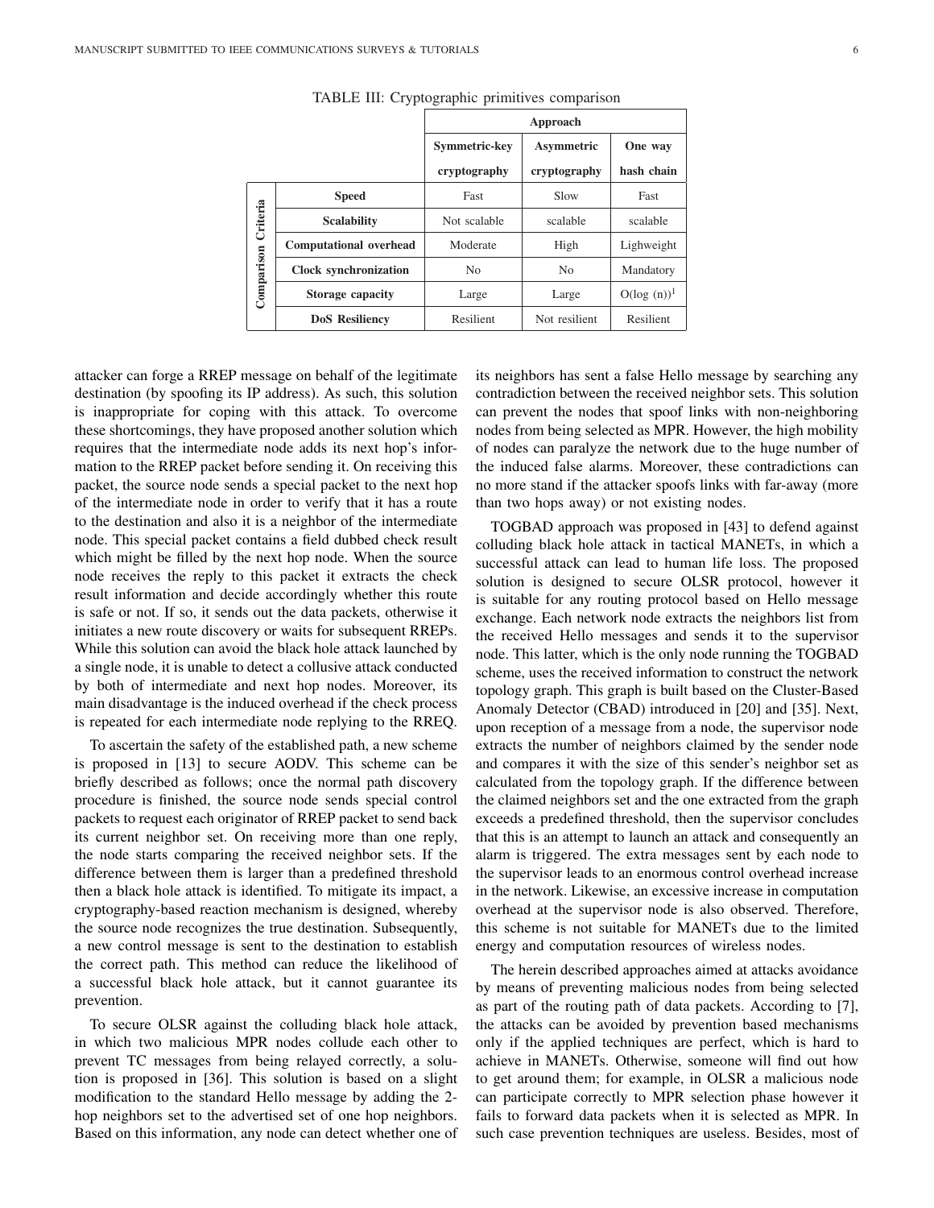TABLE III: Cryptographic primitives comparison

| | | Approach | | |
|---|---|---|---|---|
| | | Symmetric-key cryptography | Asymmetric cryptography | One way hash chain |
| Comparison Criteria | **Speed** | Fast | Slow | Fast |
| | **Scalability** | Not scalable | scalable | scalable |
| | **Computational overhead** | Moderate | High | Lighweight |
| | **Clock synchronization** | No | No | Mandatory |
| | **Storage capacity** | Large | Large | O(log (n))[1] |
| | **DoS Resiliency** | Resilient | Not resilient | Resilient |

attacker can forge a RREP message on behalf of the legitimate destination (by spoofing its IP address). As such, this solution is inappropriate for coping with this attack. To overcome these shortcomings, they have proposed another solution which requires that the intermediate node adds its next hop's information to the RREP packet before sending it. On receiving this packet, the source node sends a special packet to the next hop of the intermediate node in order to verify that it has a route to the destination and also it is a neighbor of the intermediate node. This special packet contains a field dubbed check result which might be filled by the next hop node. When the source node receives the reply to this packet it extracts the check result information and decide accordingly whether this route is safe or not. If so, it sends out the data packets, otherwise it initiates a new route discovery or waits for subsequent RREPs. While this solution can avoid the black hole attack launched by a single node, it is unable to detect a collusive attack conducted by both of intermediate and next hop nodes. Moreover, its main disadvantage is the induced overhead if the check process is repeated for each intermediate node replying to the RREQ.

To ascertain the safety of the established path, a new scheme is proposed in [13] to secure AODV. This scheme can be briefly described as follows; once the normal path discovery procedure is finished, the source node sends special control packets to request each originator of RREP packet to send back its current neighbor set. On receiving more than one reply, the node starts comparing the received neighbor sets. If the difference between them is larger than a predefined threshold then a black hole attack is identified. To mitigate its impact, a cryptography-based reaction mechanism is designed, whereby the source node recognizes the true destination. Subsequently, a new control message is sent to the destination to establish the correct path. This method can reduce the likelihood of a successful black hole attack, but it cannot guarantee its prevention.

To secure OLSR against the colluding black hole attack, in which two malicious MPR nodes collude each other to prevent TC messages from being relayed correctly, a solution is proposed in [36]. This solution is based on a slight modification to the standard Hello message by adding the 2-hop neighbors set to the advertised set of one hop neighbors. Based on this information, any node can detect whether one of its neighbors has sent a false Hello message by searching any contradiction between the received neighbor sets. This solution can prevent the nodes that spoof links with non-neighboring nodes from being selected as MPR. However, the high mobility of nodes can paralyze the network due to the huge number of the induced false alarms. Moreover, these contradictions can no more stand if the attacker spoofs links with far-away (more than two hops away) or not existing nodes.

TOGBAD approach was proposed in [43] to defend against colluding black hole attack in tactical MANETs, in which a successful attack can lead to human life loss. The proposed solution is designed to secure OLSR protocol, however it is suitable for any routing protocol based on Hello message exchange. Each network node extracts the neighbors list from the received Hello messages and sends it to the supervisor node. This latter, which is the only node running the TOGBAD scheme, uses the received information to construct the network topology graph. This graph is built based on the Cluster-Based Anomaly Detector (CBAD) introduced in [20] and [35]. Next, upon reception of a message from a node, the supervisor node extracts the number of neighbors claimed by the sender node and compares it with the size of this sender's neighbor set as calculated from the topology graph. If the difference between the claimed neighbors set and the one extracted from the graph exceeds a predefined threshold, then the supervisor concludes that this is an attempt to launch an attack and consequently an alarm is triggered. The extra messages sent by each node to the supervisor leads to an enormous control overhead increase in the network. Likewise, an excessive increase in computation overhead at the supervisor node is also observed. Therefore, this scheme is not suitable for MANETs due to the limited energy and computation resources of wireless nodes.

The herein described approaches aimed at attacks avoidance by means of preventing malicious nodes from being selected as part of the routing path of data packets. According to [7], the attacks can be avoided by prevention based mechanisms only if the applied techniques are perfect, which is hard to achieve in MANETs. Otherwise, someone will find out how to get around them; for example, in OLSR a malicious node can participate correctly to MPR selection phase however it fails to forward data packets when it is selected as MPR. In such case prevention techniques are useless. Besides, most of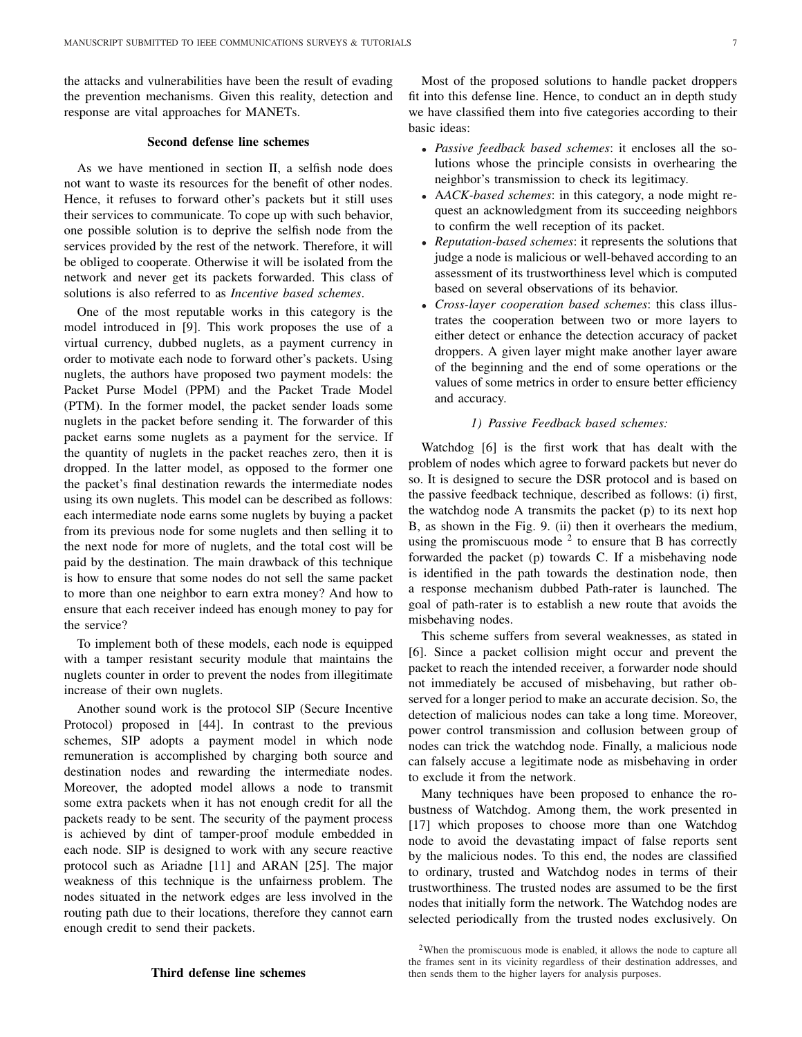the attacks and vulnerabilities have been the result of evading the prevention mechanisms. Given this reality, detection and response are vital approaches for MANETs.

### Second defense line schemes

As we have mentioned in section II, a selfish node does not want to waste its resources for the benefit of other nodes. Hence, it refuses to forward other's packets but it still uses their services to communicate. To cope up with such behavior, one possible solution is to deprive the selfish node from the services provided by the rest of the network. Therefore, it will be obliged to cooperate. Otherwise it will be isolated from the network and never get its packets forwarded. This class of solutions is also referred to as *Incentive based schemes*.

One of the most reputable works in this category is the model introduced in [9]. This work proposes the use of a virtual currency, dubbed nuglets, as a payment currency in order to motivate each node to forward other's packets. Using nuglets, the authors have proposed two payment models: the Packet Purse Model (PPM) and the Packet Trade Model (PTM). In the former model, the packet sender loads some nuglets in the packet before sending it. The forwarder of this packet earns some nuglets as a payment for the service. If the quantity of nuglets in the packet reaches zero, then it is dropped. In the latter model, as opposed to the former one the packet's final destination rewards the intermediate nodes using its own nuglets. This model can be described as follows: each intermediate node earns some nuglets by buying a packet from its previous node for some nuglets and then selling it to the next node for more of nuglets, and the total cost will be paid by the destination. The main drawback of this technique is how to ensure that some nodes do not sell the same packet to more than one neighbor to earn extra money? And how to ensure that each receiver indeed has enough money to pay for the service?

To implement both of these models, each node is equipped with a tamper resistant security module that maintains the nuglets counter in order to prevent the nodes from illegitimate increase of their own nuglets.

Another sound work is the protocol SIP (Secure Incentive Protocol) proposed in [44]. In contrast to the previous schemes, SIP adopts a payment model in which node remuneration is accomplished by charging both source and destination nodes and rewarding the intermediate nodes. Moreover, the adopted model allows a node to transmit some extra packets when it has not enough credit for all the packets ready to be sent. The security of the payment process is achieved by dint of tamper-proof module embedded in each node. SIP is designed to work with any secure reactive protocol such as Ariadne [11] and ARAN [25]. The major weakness of this technique is the unfairness problem. The nodes situated in the network edges are less involved in the routing path due to their locations, therefore they cannot earn enough credit to send their packets.

### Third defense line schemes

Most of the proposed solutions to handle packet droppers fit into this defense line. Hence, to conduct an in depth study we have classified them into five categories according to their basic ideas:

- *Passive feedback based schemes*: it encloses all the solutions whose the principle consists in overhearing the neighbor's transmission to check its legitimacy.
- A*ACK-based schemes*: in this category, a node might request an acknowledgment from its succeeding neighbors to confirm the well reception of its packet.
- *Reputation-based schemes*: it represents the solutions that judge a node is malicious or well-behaved according to an assessment of its trustworthiness level which is computed based on several observations of its behavior.
- *Cross-layer cooperation based schemes*: this class illustrates the cooperation between two or more layers to either detect or enhance the detection accuracy of packet droppers. A given layer might make another layer aware of the beginning and the end of some operations or the values of some metrics in order to ensure better efficiency and accuracy.

#### 1) Passive Feedback based schemes:

Watchdog [6] is the first work that has dealt with the problem of nodes which agree to forward packets but never do so. It is designed to secure the DSR protocol and is based on the passive feedback technique, described as follows: (i) first, the watchdog node A transmits the packet (p) to its next hop B, as shown in the Fig. 9. (ii) then it overhears the medium, using the promiscuous mode [2] to ensure that B has correctly forwarded the packet (p) towards C. If a misbehaving node is identified in the path towards the destination node, then a response mechanism dubbed Path-rater is launched. The goal of path-rater is to establish a new route that avoids the misbehaving nodes.

This scheme suffers from several weaknesses, as stated in [6]. Since a packet collision might occur and prevent the packet to reach the intended receiver, a forwarder node should not immediately be accused of misbehaving, but rather observed for a longer period to make an accurate decision. So, the detection of malicious nodes can take a long time. Moreover, power control transmission and collusion between group of nodes can trick the watchdog node. Finally, a malicious node can falsely accuse a legitimate node as misbehaving in order to exclude it from the network.

Many techniques have been proposed to enhance the robustness of Watchdog. Among them, the work presented in [17] which proposes to choose more than one Watchdog node to avoid the devastating impact of false reports sent by the malicious nodes. To this end, the nodes are classified to ordinary, trusted and Watchdog nodes in terms of their trustworthiness. The trusted nodes are assumed to be the first nodes that initially form the network. The Watchdog nodes are selected periodically from the trusted nodes exclusively. On

[2] When the promiscuous mode is enabled, it allows the node to capture all the frames sent in its vicinity regardless of their destination addresses, and then sends them to the higher layers for analysis purposes.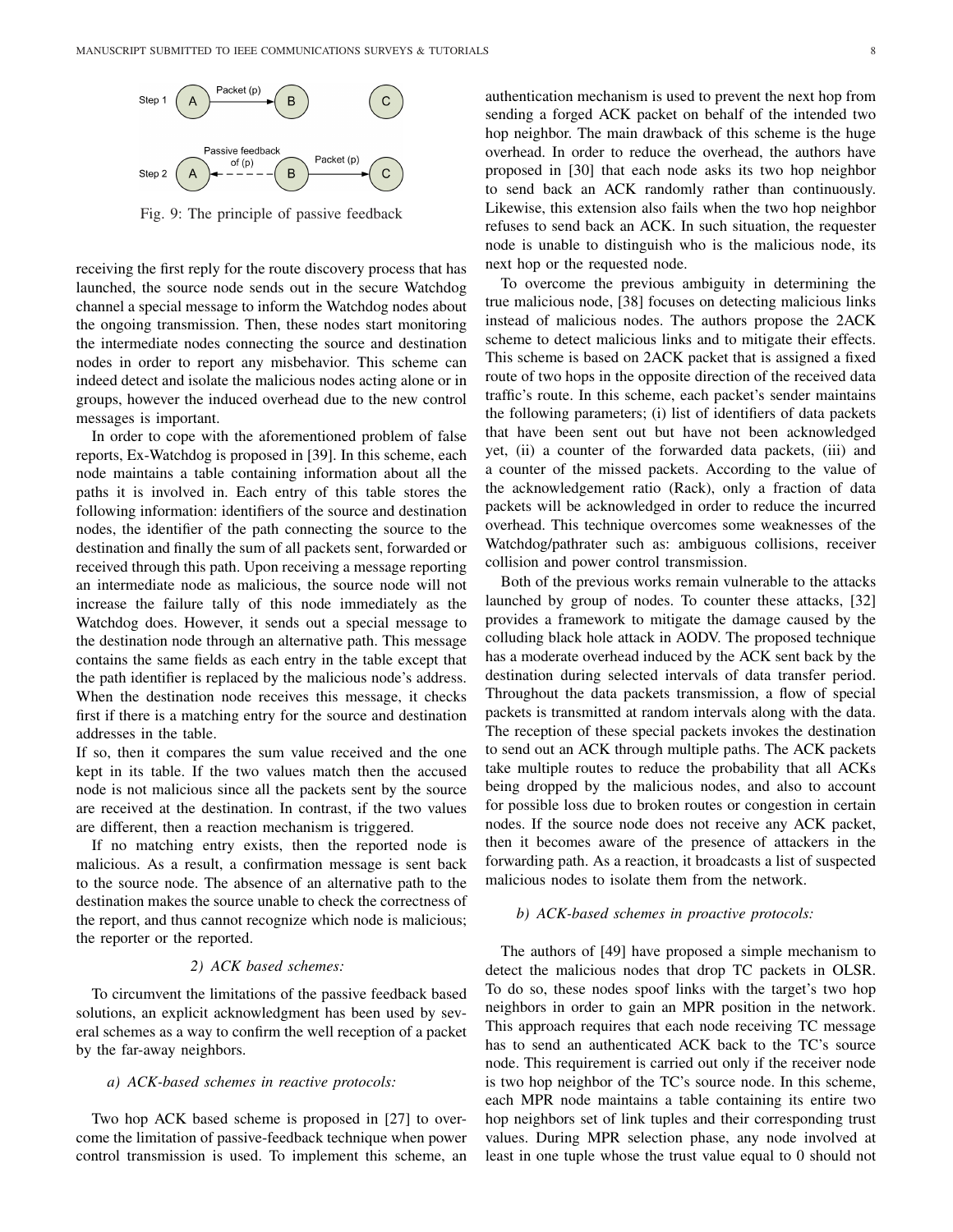Fig. 9: The principle of passive feedback

receiving the first reply for the route discovery process that has launched, the source node sends out in the secure Watchdog channel a special message to inform the Watchdog nodes about the ongoing transmission. Then, these nodes start monitoring the intermediate nodes connecting the source and destination nodes in order to report any misbehavior. This scheme can indeed detect and isolate the malicious nodes acting alone or in groups, however the induced overhead due to the new control messages is important.

In order to cope with the aforementioned problem of false reports, Ex-Watchdog is proposed in [39]. In this scheme, each node maintains a table containing information about all the paths it is involved in. Each entry of this table stores the following information: identifiers of the source and destination nodes, the identifier of the path connecting the source to the destination and finally the sum of all packets sent, forwarded or received through this path. Upon receiving a message reporting an intermediate node as malicious, the source node will not increase the failure tally of this node immediately as the Watchdog does. However, it sends out a special message to the destination node through an alternative path. This message contains the same fields as each entry in the table except that the path identifier is replaced by the malicious node's address. When the destination node receives this message, it checks first if there is a matching entry for the source and destination addresses in the table.
If so, then it compares the sum value received and the one kept in its table. If the two values match then the accused node is not malicious since all the packets sent by the source are received at the destination. In contrast, if the two values are different, then a reaction mechanism is triggered.

If no matching entry exists, then the reported node is malicious. As a result, a confirmation message is sent back to the source node. The absence of an alternative path to the destination makes the source unable to check the correctness of the report, and thus cannot recognize which node is malicious; the reporter or the reported.

#### 2) ACK based schemes:

To circumvent the limitations of the passive feedback based solutions, an explicit acknowledgment has been used by several schemes as a way to confirm the well reception of a packet by the far-away neighbors.

##### a) ACK-based schemes in reactive protocols:

Two hop ACK based scheme is proposed in [27] to overcome the limitation of passive-feedback technique when power control transmission is used. To implement this scheme, an authentication mechanism is used to prevent the next hop from sending a forged ACK packet on behalf of the intended two hop neighbor. The main drawback of this scheme is the huge overhead. In order to reduce the overhead, the authors have proposed in [30] that each node asks its two hop neighbor to send back an ACK randomly rather than continuously. Likewise, this extension also fails when the two hop neighbor refuses to send back an ACK. In such situation, the requester node is unable to distinguish who is the malicious node, its next hop or the requested node.

To overcome the previous ambiguity in determining the true malicious node, [38] focuses on detecting malicious links instead of malicious nodes. The authors propose the 2ACK scheme to detect malicious links and to mitigate their effects. This scheme is based on 2ACK packet that is assigned a fixed route of two hops in the opposite direction of the received data traffic's route. In this scheme, each packet's sender maintains the following parameters; (i) list of identifiers of data packets that have been sent out but have not been acknowledged yet, (ii) a counter of the forwarded data packets, (iii) and a counter of the missed packets. According to the value of the acknowledgement ratio (Rack), only a fraction of data packets will be acknowledged in order to reduce the incurred overhead. This technique overcomes some weaknesses of the Watchdog/pathrater such as: ambiguous collisions, receiver collision and power control transmission.

Both of the previous works remain vulnerable to the attacks launched by group of nodes. To counter these attacks, [32] provides a framework to mitigate the damage caused by the colluding black hole attack in AODV. The proposed technique has a moderate overhead induced by the ACK sent back by the destination during selected intervals of data transfer period. Throughout the data packets transmission, a flow of special packets is transmitted at random intervals along with the data. The reception of these special packets invokes the destination to send out an ACK through multiple paths. The ACK packets take multiple routes to reduce the probability that all ACKs being dropped by the malicious nodes, and also to account for possible loss due to broken routes or congestion in certain nodes. If the source node does not receive any ACK packet, then it becomes aware of the presence of attackers in the forwarding path. As a reaction, it broadcasts a list of suspected malicious nodes to isolate them from the network.

##### b) ACK-based schemes in proactive protocols:

The authors of [49] have proposed a simple mechanism to detect the malicious nodes that drop TC packets in OLSR. To do so, these nodes spoof links with the target's two hop neighbors in order to gain an MPR position in the network. This approach requires that each node receiving TC message has to send an authenticated ACK back to the TC's source node. This requirement is carried out only if the receiver node is two hop neighbor of the TC's source node. In this scheme, each MPR node maintains a table containing its entire two hop neighbors set of link tuples and their corresponding trust values. During MPR selection phase, any node involved at least in one tuple whose the trust value equal to 0 should not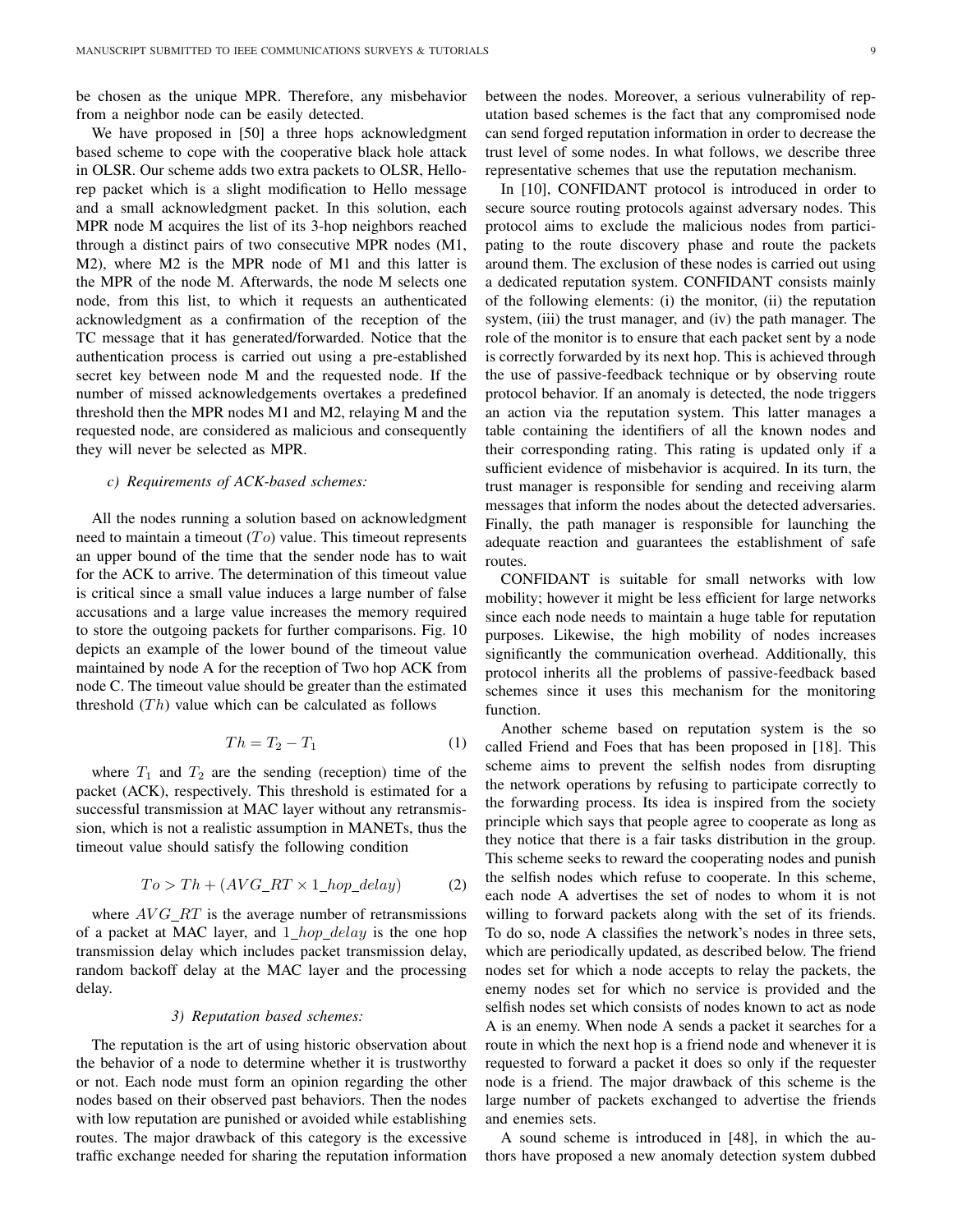be chosen as the unique MPR. Therefore, any misbehavior from a neighbor node can be easily detected.

We have proposed in [50] a three hops acknowledgment based scheme to cope with the cooperative black hole attack in OLSR. Our scheme adds two extra packets to OLSR, Hello-rep packet which is a slight modification to Hello message and a small acknowledgment packet. In this solution, each MPR node M acquires the list of its 3-hop neighbors reached through a distinct pairs of two consecutive MPR nodes (M1, M2), where M2 is the MPR node of M1 and this latter is the MPR of the node M. Afterwards, the node M selects one node, from this list, to which it requests an authenticated acknowledgment as a confirmation of the reception of the TC message that it has generated/forwarded. Notice that the authentication process is carried out using a pre-established secret key between node M and the requested node. If the number of missed acknowledgements overtakes a predefined threshold then the MPR nodes M1 and M2, relaying M and the requested node, are considered as malicious and consequently they will never be selected as MPR.

*c) Requirements of ACK-based schemes:*

All the nodes running a solution based on acknowledgment need to maintain a timeout ($To$) value. This timeout represents an upper bound of the time that the sender node has to wait for the ACK to arrive. The determination of this timeout value is critical since a small value induces a large number of false accusations and a large value increases the memory required to store the outgoing packets for further comparisons. Fig. 10 depicts an example of the lower bound of the timeout value maintained by node A for the reception of Two hop ACK from node C. The timeout value should be greater than the estimated threshold ($Th$) value which can be calculated as follows

$$Th = T_2 - T_1 \tag{1}$$

where $T_1$ and $T_2$ are the sending (reception) time of the packet (ACK), respectively. This threshold is estimated for a successful transmission at MAC layer without any retransmission, which is not a realistic assumption in MANETs, thus the timeout value should satisfy the following condition

$$To > Th + (AVG\_RT \times 1\_hop\_delay) \tag{2}$$

where $AVG\_RT$ is the average number of retransmissions of a packet at MAC layer, and $1\_hop\_delay$ is the one hop transmission delay which includes packet transmission delay, random backoff delay at the MAC layer and the processing delay.

### 3) Reputation based schemes:

The reputation is the art of using historic observation about the behavior of a node to determine whether it is trustworthy or not. Each node must form an opinion regarding the other nodes based on their observed past behaviors. Then the nodes with low reputation are punished or avoided while establishing routes. The major drawback of this category is the excessive traffic exchange needed for sharing the reputation information between the nodes. Moreover, a serious vulnerability of reputation based schemes is the fact that any compromised node can send forged reputation information in order to decrease the trust level of some nodes. In what follows, we describe three representative schemes that use the reputation mechanism.

In [10], CONFIDANT protocol is introduced in order to secure source routing protocols against adversary nodes. This protocol aims to exclude the malicious nodes from participating to the route discovery phase and route the packets around them. The exclusion of these nodes is carried out using a dedicated reputation system. CONFIDANT consists mainly of the following elements: (i) the monitor, (ii) the reputation system, (iii) the trust manager, and (iv) the path manager. The role of the monitor is to ensure that each packet sent by a node is correctly forwarded by its next hop. This is achieved through the use of passive-feedback technique or by observing route protocol behavior. If an anomaly is detected, the node triggers an action via the reputation system. This latter manages a table containing the identifiers of all the known nodes and their corresponding rating. This rating is updated only if a sufficient evidence of misbehavior is acquired. In its turn, the trust manager is responsible for sending and receiving alarm messages that inform the nodes about the detected adversaries. Finally, the path manager is responsible for launching the adequate reaction and guarantees the establishment of safe routes.

CONFIDANT is suitable for small networks with low mobility; however it might be less efficient for large networks since each node needs to maintain a huge table for reputation purposes. Likewise, the high mobility of nodes increases significantly the communication overhead. Additionally, this protocol inherits all the problems of passive-feedback based schemes since it uses this mechanism for the monitoring function.

Another scheme based on reputation system is the so called Friend and Foes that has been proposed in [18]. This scheme aims to prevent the selfish nodes from disrupting the network operations by refusing to participate correctly to the forwarding process. Its idea is inspired from the society principle which says that people agree to cooperate as long as they notice that there is a fair tasks distribution in the group. This scheme seeks to reward the cooperating nodes and punish the selfish nodes which refuse to cooperate. In this scheme, each node A advertises the set of nodes to whom it is not willing to forward packets along with the set of its friends. To do so, node A classifies the network's nodes in three sets, which are periodically updated, as described below. The friend nodes set for which a node accepts to relay the packets, the enemy nodes set for which no service is provided and the selfish nodes set which consists of nodes known to act as node A is an enemy. When node A sends a packet it searches for a route in which the next hop is a friend node and whenever it is requested to forward a packet it does so only if the requester node is a friend. The major drawback of this scheme is the large number of packets exchanged to advertise the friends and enemies sets.

A sound scheme is introduced in [48], in which the authors have proposed a new anomaly detection system dubbed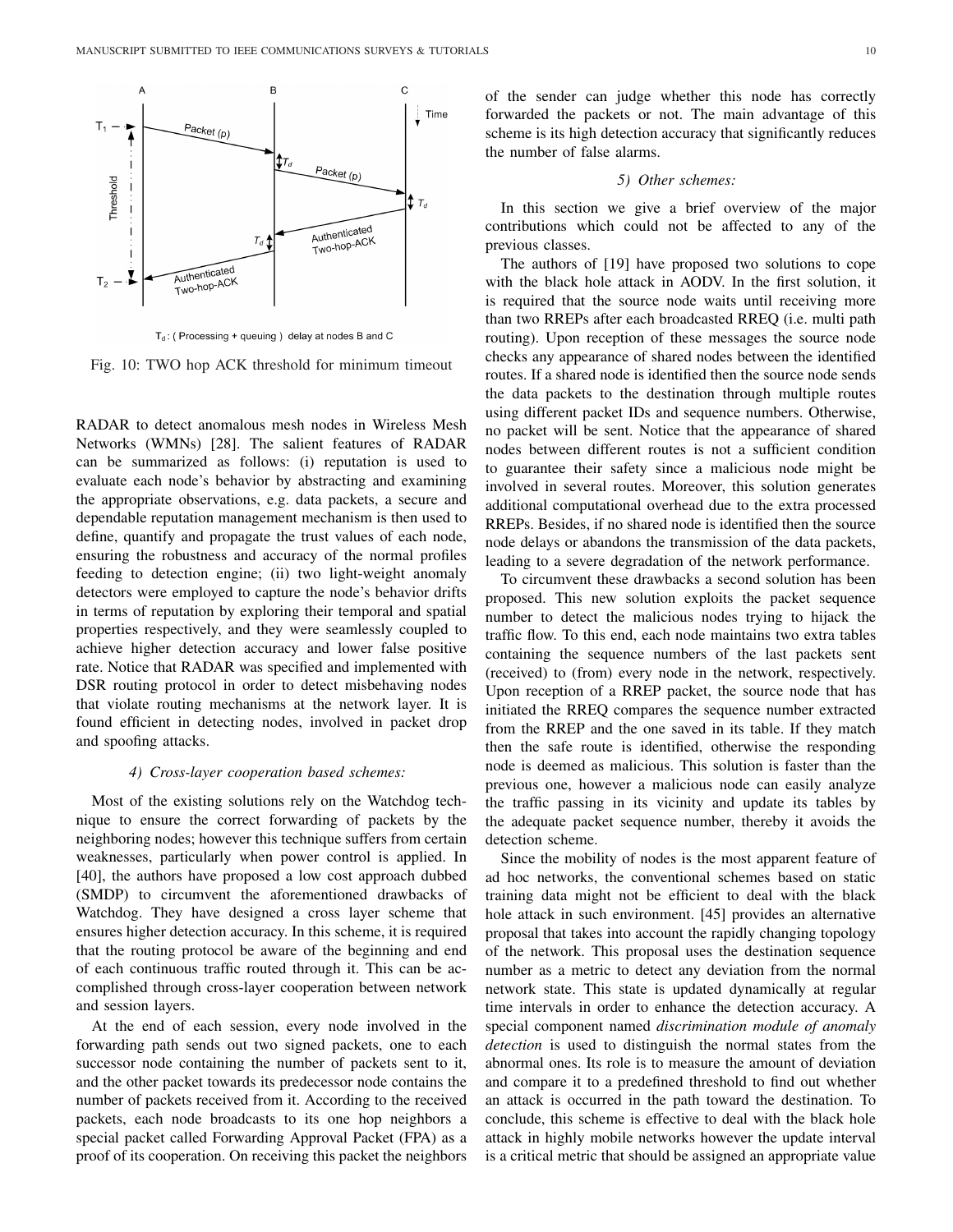A B C

Time

$T_1$

$T_2$

Threshold

Packet (p)

Packet (p)

$T_d$

$T_d$

$T_d$

Authenticated Two-hop-ACK

Authenticated Two-hop-ACK

$T_d$ : ( Processing + queuing ) delay at nodes B and C

Fig. 10: TWO hop ACK threshold for minimum timeout

RADAR to detect anomalous mesh nodes in Wireless Mesh Networks (WMNs) [28]. The salient features of RADAR can be summarized as follows: (i) reputation is used to evaluate each node's behavior by abstracting and examining the appropriate observations, e.g. data packets, a secure and dependable reputation management mechanism is then used to define, quantify and propagate the trust values of each node, ensuring the robustness and accuracy of the normal profiles feeding to detection engine; (ii) two light-weight anomaly detectors were employed to capture the node's behavior drifts in terms of reputation by exploring their temporal and spatial properties respectively, and they were seamlessly coupled to achieve higher detection accuracy and lower false positive rate. Notice that RADAR was specified and implemented with DSR routing protocol in order to detect misbehaving nodes that violate routing mechanisms at the network layer. It is found efficient in detecting nodes, involved in packet drop and spoofing attacks.

#### 4) Cross-layer cooperation based schemes:

Most of the existing solutions rely on the Watchdog technique to ensure the correct forwarding of packets by the neighboring nodes; however this technique suffers from certain weaknesses, particularly when power control is applied. In [40], the authors have proposed a low cost approach dubbed (SMDP) to circumvent the aforementioned drawbacks of Watchdog. They have designed a cross layer scheme that ensures higher detection accuracy. In this scheme, it is required that the routing protocol be aware of the beginning and end of each continuous traffic routed through it. This can be accomplished through cross-layer cooperation between network and session layers.

At the end of each session, every node involved in the forwarding path sends out two signed packets, one to each successor node containing the number of packets sent to it, and the other packet towards its predecessor node contains the number of packets received from it. According to the received packets, each node broadcasts to its one hop neighbors a special packet called Forwarding Approval Packet (FPA) as a proof of its cooperation. On receiving this packet the neighbors of the sender can judge whether this node has correctly forwarded the packets or not. The main advantage of this scheme is its high detection accuracy that significantly reduces the number of false alarms.

#### 5) Other schemes:

In this section we give a brief overview of the major contributions which could not be affected to any of the previous classes.

The authors of [19] have proposed two solutions to cope with the black hole attack in AODV. In the first solution, it is required that the source node waits until receiving more than two RREPs after each broadcasted RREQ (i.e. multi path routing). Upon reception of these messages the source node checks any appearance of shared nodes between the identified routes. If a shared node is identified then the source node sends the data packets to the destination through multiple routes using different packet IDs and sequence numbers. Otherwise, no packet will be sent. Notice that the appearance of shared nodes between different routes is not a sufficient condition to guarantee their safety since a malicious node might be involved in several routes. Moreover, this solution generates additional computational overhead due to the extra processed RREPs. Besides, if no shared node is identified then the source node delays or abandons the transmission of the data packets, leading to a severe degradation of the network performance.

To circumvent these drawbacks a second solution has been proposed. This new solution exploits the packet sequence number to detect the malicious nodes trying to hijack the traffic flow. To this end, each node maintains two extra tables containing the sequence numbers of the last packets sent (received) to (from) every node in the network, respectively. Upon reception of a RREP packet, the source node that has initiated the RREQ compares the sequence number extracted from the RREP and the one saved in its table. If they match then the safe route is identified, otherwise the responding node is deemed as malicious. This solution is faster than the previous one, however a malicious node can easily analyze the traffic passing in its vicinity and update its tables by the adequate packet sequence number, thereby it avoids the detection scheme.

Since the mobility of nodes is the most apparent feature of ad hoc networks, the conventional schemes based on static training data might not be efficient to deal with the black hole attack in such environment. [45] provides an alternative proposal that takes into account the rapidly changing topology of the network. This proposal uses the destination sequence number as a metric to detect any deviation from the normal network state. This state is updated dynamically at regular time intervals in order to enhance the detection accuracy. A special component named *discrimination module of anomaly detection* is used to distinguish the normal states from the abnormal ones. Its role is to measure the amount of deviation and compare it to a predefined threshold to find out whether an attack is occurred in the path toward the destination. To conclude, this scheme is effective to deal with the black hole attack in highly mobile networks however the update interval is a critical metric that should be assigned an appropriate value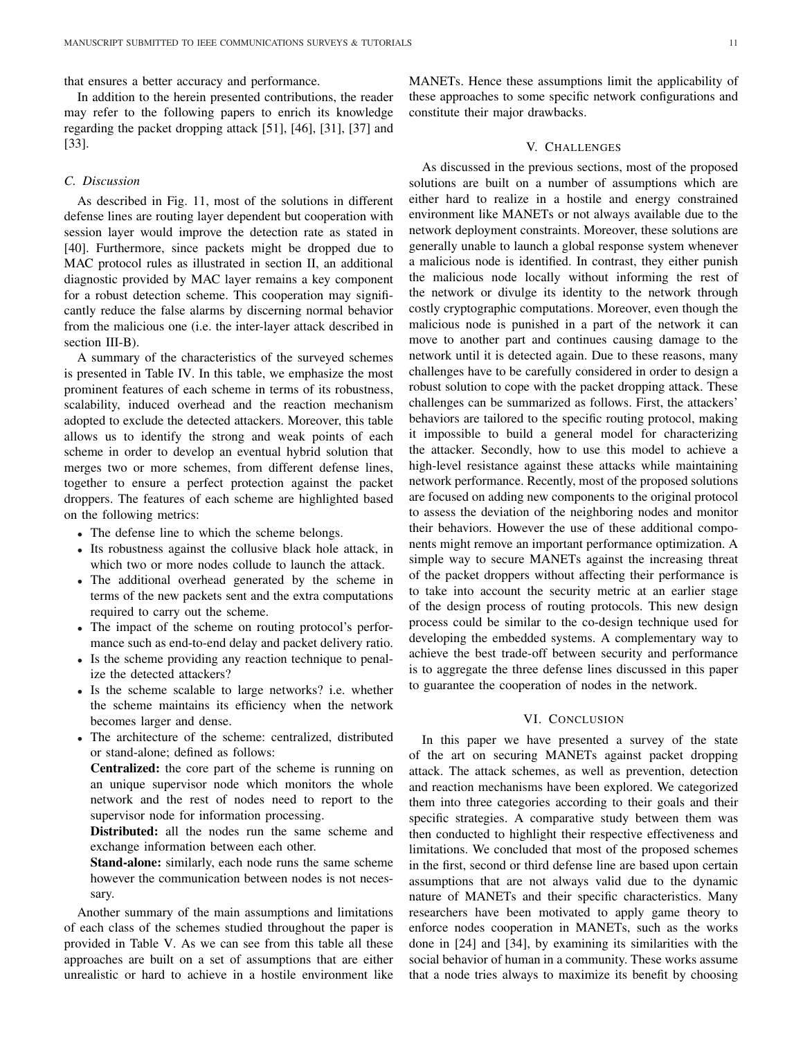that ensures a better accuracy and performance.

In addition to the herein presented contributions, the reader may refer to the following papers to enrich its knowledge regarding the packet dropping attack [51], [46], [31], [37] and [33].

### C. Discussion

As described in Fig. 11, most of the solutions in different defense lines are routing layer dependent but cooperation with session layer would improve the detection rate as stated in [40]. Furthermore, since packets might be dropped due to MAC protocol rules as illustrated in section II, an additional diagnostic provided by MAC layer remains a key component for a robust detection scheme. This cooperation may significantly reduce the false alarms by discerning normal behavior from the malicious one (i.e. the inter-layer attack described in section III-B).

A summary of the characteristics of the surveyed schemes is presented in Table IV. In this table, we emphasize the most prominent features of each scheme in terms of its robustness, scalability, induced overhead and the reaction mechanism adopted to exclude the detected attackers. Moreover, this table allows us to identify the strong and weak points of each scheme in order to develop an eventual hybrid solution that merges two or more schemes, from different defense lines, together to ensure a perfect protection against the packet droppers. The features of each scheme are highlighted based on the following metrics:

- The defense line to which the scheme belongs.
- Its robustness against the collusive black hole attack, in which two or more nodes collude to launch the attack.
- The additional overhead generated by the scheme in terms of the new packets sent and the extra computations required to carry out the scheme.
- The impact of the scheme on routing protocol's performance such as end-to-end delay and packet delivery ratio.
- Is the scheme providing any reaction technique to penalize the detected attackers?
- Is the scheme scalable to large networks? i.e. whether the scheme maintains its efficiency when the network becomes larger and dense.
- The architecture of the scheme: centralized, distributed or stand-alone; defined as follows:

  **Centralized:** the core part of the scheme is running on an unique supervisor node which monitors the whole network and the rest of nodes need to report to the supervisor node for information processing.

  **Distributed:** all the nodes run the same scheme and exchange information between each other.

  **Stand-alone:** similarly, each node runs the same scheme however the communication between nodes is not necessary.

Another summary of the main assumptions and limitations of each class of the schemes studied throughout the paper is provided in Table V. As we can see from this table all these approaches are built on a set of assumptions that are either unrealistic or hard to achieve in a hostile environment like MANETs. Hence these assumptions limit the applicability of these approaches to some specific network configurations and constitute their major drawbacks.

## V. Challenges

As discussed in the previous sections, most of the proposed solutions are built on a number of assumptions which are either hard to realize in a hostile and energy constrained environment like MANETs or not always available due to the network deployment constraints. Moreover, these solutions are generally unable to launch a global response system whenever a malicious node is identified. In contrast, they either punish the malicious node locally without informing the rest of the network or divulge its identity to the network through costly cryptographic computations. Moreover, even though the malicious node is punished in a part of the network it can move to another part and continues causing damage to the network until it is detected again. Due to these reasons, many challenges have to be carefully considered in order to design a robust solution to cope with the packet dropping attack. These challenges can be summarized as follows. First, the attackers' behaviors are tailored to the specific routing protocol, making it impossible to build a general model for characterizing the attacker. Secondly, how to use this model to achieve a high-level resistance against these attacks while maintaining network performance. Recently, most of the proposed solutions are focused on adding new components to the original protocol to assess the deviation of the neighboring nodes and monitor their behaviors. However the use of these additional components might remove an important performance optimization. A simple way to secure MANETs against the increasing threat of the packet droppers without affecting their performance is to take into account the security metric at an earlier stage of the design process of routing protocols. This new design process could be similar to the co-design technique used for developing the embedded systems. A complementary way to achieve the best trade-off between security and performance is to aggregate the three defense lines discussed in this paper to guarantee the cooperation of nodes in the network.

## VI. Conclusion

In this paper we have presented a survey of the state of the art on securing MANETs against packet dropping attack. The attack schemes, as well as prevention, detection and reaction mechanisms have been explored. We categorized them into three categories according to their goals and their specific strategies. A comparative study between them was then conducted to highlight their respective effectiveness and limitations. We concluded that most of the proposed schemes in the first, second or third defense line are based upon certain assumptions that are not always valid due to the dynamic nature of MANETs and their specific characteristics. Many researchers have been motivated to apply game theory to enforce nodes cooperation in MANETs, such as the works done in [24] and [34], by examining its similarities with the social behavior of human in a community. These works assume that a node tries always to maximize its benefit by choosing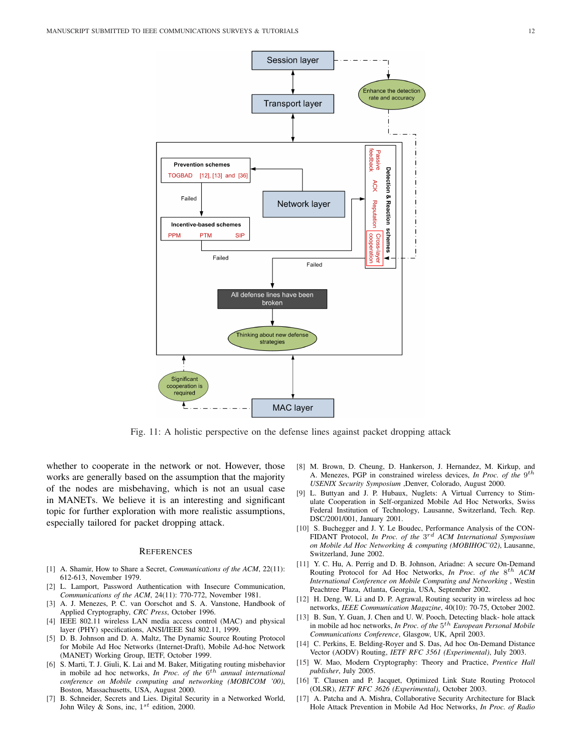Fig. 11: A holistic perspective on the defense lines against packet dropping attack

whether to cooperate in the network or not. However, those works are generally based on the assumption that the majority of the nodes are misbehaving, which is not an usual case in MANETs. We believe it is an interesting and significant topic for further exploration with more realistic assumptions, especially tailored for packet dropping attack.

## REFERENCES

[1] A. Shamir, How to Share a Secret, *Communications of the ACM*, 22(11): 612-613, November 1979.

[2] L. Lamport, Password Authentication with Insecure Communication, *Communications of the ACM*, 24(11): 770-772, November 1981.

[3] A. J. Menezes, P. C. van Oorschot and S. A. Vanstone, Handbook of Applied Cryptography, *CRC Press*, October 1996.

[4] IEEE 802.11 wireless LAN media access control (MAC) and physical layer (PHY) specifications, ANSI/IEEE Std 802.11, 1999.

[5] D. B. Johnson and D. A. Maltz, The Dynamic Source Routing Protocol for Mobile Ad Hoc Networks (Internet-Draft), Mobile Ad-hoc Network (MANET) Working Group, IETF, October 1999.

[6] S. Marti, T. J. Giuli, K. Lai and M. Baker, Mitigating routing misbehavior in mobile ad hoc networks, *In Proc. of the* $6^{th}$ *annual international conference on Mobile computing and networking (MOBICOM '00)*, Boston, Massachusetts, USA, August 2000.

[7] B. Schneider, Secrets and Lies. Digital Security in a Networked World, John Wiley & Sons, inc, $1^{st}$ edition, 2000.

[8] M. Brown, D. Cheung, D. Hankerson, J. Hernandez, M. Kirkup, and A. Menezes, PGP in constrained wireless devices, *In Proc. of the* $9^{th}$ *USENIX Security Symposium* ,Denver, Colorado, August 2000.

[9] L. Buttyan and J. P. Hubaux, Nuglets: A Virtual Currency to Stimulate Cooperation in Self-organized Mobile Ad Hoc Networks, Swiss Federal Institution of Technology, Lausanne, Switzerland, Tech. Rep. DSC/2001/001, January 2001.

[10] S. Buchegger and J. Y. Le Boudec, Performance Analysis of the CONFIDANT Protocol, *In Proc. of the* $3^{rd}$ *ACM International Symposium on Mobile Ad Hoc Networking & computing (MOBIHOC'02)*, Lausanne, Switzerland, June 2002.

[11] Y. C. Hu, A. Perrig and D. B. Johnson, Ariadne: A secure On-Demand Routing Protocol for Ad Hoc Networks, *In Proc. of the* $8^{th}$ *ACM International Conference on Mobile Computing and Networking* , Westin Peachtree Plaza, Atlanta, Georgia, USA, September 2002.

[12] H. Deng, W. Li and D. P. Agrawal, Routing security in wireless ad hoc networks, *IEEE Communication Magazine*, 40(10): 70-75, October 2002.

[13] B. Sun, Y. Guan, J. Chen and U. W. Pooch, Detecting black- hole attack in mobile ad hoc networks, *In Proc. of the* $5^{th}$ *European Personal Mobile Communications Conference*, Glasgow, UK, April 2003.

[14] C. Perkins, E. Belding-Royer and S. Das, Ad hoc On-Demand Distance Vector (AODV) Routing, *IETF RFC 3561 (Experimental)*, July 2003.

[15] W. Mao, Modern Cryptography: Theory and Practice, *Prentice Hall publisher*, July 2005.

[16] T. Clausen and P. Jacquet, Optimized Link State Routing Protocol (OLSR), *IETF RFC 3626 (Experimental)*, October 2003.

[17] A. Patcha and A. Mishra, Collaborative Security Architecture for Black Hole Attack Prevention in Mobile Ad Hoc Networks, *In Proc. of Radio*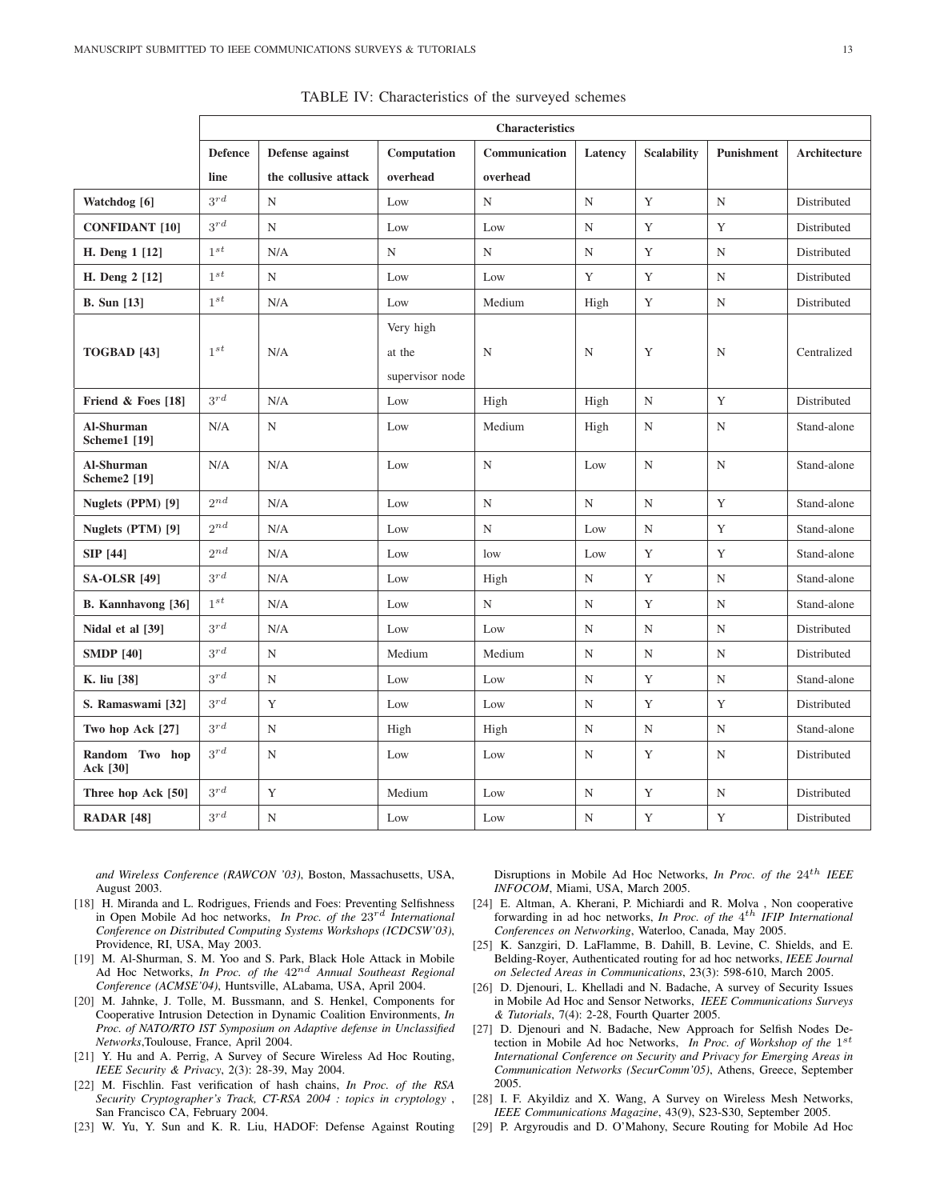TABLE IV: Characteristics of the surveyed schemes

| | Characteristics | | | | | | | |
|---|---|---|---|---|---|---|---|---|
| | Defence line | Defense against the collusive attack | Computation overhead | Communication overhead | Latency | Scalability | Punishment | Architecture |
| **Watchdog [6]** | $3^{rd}$ | N | Low | N | N | Y | N | Distributed |
| **CONFIDANT [10]** | $3^{rd}$ | N | Low | Low | N | Y | Y | Distributed |
| **H. Deng 1 [12]** | $1^{st}$ | N/A | N | N | N | Y | N | Distributed |
| **H. Deng 2 [12]** | $1^{st}$ | N | Low | Low | Y | Y | N | Distributed |
| **B. Sun [13]** | $1^{st}$ | N/A | Low | Medium | High | Y | N | Distributed |
| **TOGBAD [43]** | $1^{st}$ | N/A | Very high at the supervisor node | N | N | Y | N | Centralized |
| **Friend & Foes [18]** | $3^{rd}$ | N/A | Low | High | High | N | Y | Distributed |
| **Al-Shurman Scheme1 [19]** | N/A | N | Low | Medium | High | N | N | Stand-alone |
| **Al-Shurman Scheme2 [19]** | N/A | N/A | Low | N | Low | N | N | Stand-alone |
| **Nuglets (PPM) [9]** | $2^{nd}$ | N/A | Low | N | N | N | Y | Stand-alone |
| **Nuglets (PTM) [9]** | $2^{nd}$ | N/A | Low | N | Low | N | Y | Stand-alone |
| **SIP [44]** | $2^{nd}$ | N/A | Low | low | Low | Y | Y | Stand-alone |
| **SA-OLSR [49]** | $3^{rd}$ | N/A | Low | High | N | Y | N | Stand-alone |
| **B. Kannhavong [36]** | $1^{st}$ | N/A | Low | N | N | Y | N | Stand-alone |
| **Nidal et al [39]** | $3^{rd}$ | N/A | Low | Low | N | N | N | Distributed |
| **SMDP [40]** | $3^{rd}$ | N | Medium | Medium | N | N | N | Distributed |
| **K. liu [38]** | $3^{rd}$ | N | Low | Low | N | Y | N | Stand-alone |
| **S. Ramaswami [32]** | $3^{rd}$ | Y | Low | Low | N | Y | Y | Distributed |
| **Two hop Ack [27]** | $3^{rd}$ | N | High | High | N | N | N | Stand-alone |
| **Random Two hop Ack [30]** | $3^{rd}$ | N | Low | Low | N | Y | N | Distributed |
| **Three hop Ack [50]** | $3^{rd}$ | Y | Medium | Low | N | Y | N | Distributed |
| **RADAR [48]** | $3^{rd}$ | N | Low | Low | N | Y | Y | Distributed |

*and Wireless Conference (RAWCON '03)*, Boston, Massachusetts, USA, August 2003.

[18] H. Miranda and L. Rodrigues, Friends and Foes: Preventing Selfishness in Open Mobile Ad hoc networks, *In Proc. of the $23^{rd}$ International Conference on Distributed Computing Systems Workshops (ICDCSW'03)*, Providence, RI, USA, May 2003.

[19] M. Al-Shurman, S. M. Yoo and S. Park, Black Hole Attack in Mobile Ad Hoc Networks, *In Proc. of the $42^{nd}$ Annual Southeast Regional Conference (ACMSE'04)*, Huntsville, ALabama, USA, April 2004.

[20] M. Jahnke, J. Tolle, M. Bussmann, and S. Henkel, Components for Cooperative Intrusion Detection in Dynamic Coalition Environments, *In Proc. of NATO/RTO IST Symposium on Adaptive defense in Unclassified Networks*,Toulouse, France, April 2004.

[21] Y. Hu and A. Perrig, A Survey of Secure Wireless Ad Hoc Routing, *IEEE Security & Privacy*, 2(3): 28-39, May 2004.

[22] M. Fischlin. Fast verification of hash chains, *In Proc. of the RSA Security Cryptographer's Track, CT-RSA 2004 : topics in cryptology* , San Francisco CA, February 2004.

[23] W. Yu, Y. Sun and K. R. Liu, HADOF: Defense Against Routing Disruptions in Mobile Ad Hoc Networks, *In Proc. of the $24^{th}$ IEEE INFOCOM*, Miami, USA, March 2005.

[24] E. Altman, A. Kherani, P. Michiardi and R. Molva , Non cooperative forwarding in ad hoc networks, *In Proc. of the $4^{th}$ IFIP International Conferences on Networking*, Waterloo, Canada, May 2005.

[25] K. Sanzgiri, D. LaFlamme, B. Dahill, B. Levine, C. Shields, and E. Belding-Royer, Authenticated routing for ad hoc networks, *IEEE Journal on Selected Areas in Communications*, 23(3): 598-610, March 2005.

[26] D. Djenouri, L. Khelladi and N. Badache, A survey of Security Issues in Mobile Ad Hoc and Sensor Networks, *IEEE Communications Surveys & Tutorials*, 7(4): 2-28, Fourth Quarter 2005.

[27] D. Djenouri and N. Badache, New Approach for Selfish Nodes Detection in Mobile Ad hoc Networks, *In Proc. of Workshop of the $1^{st}$ International Conference on Security and Privacy for Emerging Areas in Communication Networks (SecurComm'05)*, Athens, Greece, September 2005.

[28] I. F. Akyildiz and X. Wang, A Survey on Wireless Mesh Networks, *IEEE Communications Magazine*, 43(9), S23-S30, September 2005.

[29] P. Argyroudis and D. O'Mahony, Secure Routing for Mobile Ad Hoc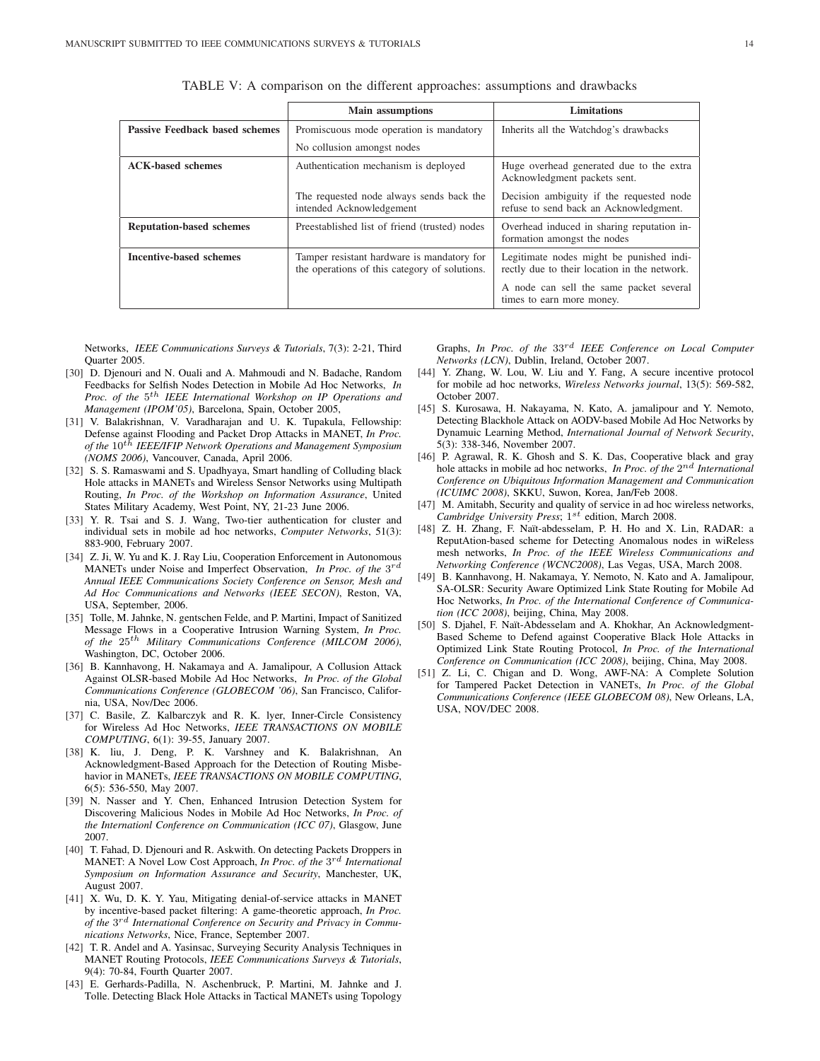TABLE V: A comparison on the different approaches: assumptions and drawbacks

| | Main assumptions | Limitations |
|---|---|---|
| **Passive Feedback based schemes** | Promiscuous mode operation is mandatory<br>No collusion amongst nodes | Inherits all the Watchdog's drawbacks |
| **ACK-based schemes** | Authentication mechanism is deployed<br>The requested node always sends back the intended Acknowledgement | Huge overhead generated due to the extra Acknowledgment packets sent.<br>Decision ambiguity if the requested node refuse to send back an Acknowledgment. |
| **Reputation-based schemes** | Preestablished list of friend (trusted) nodes | Overhead induced in sharing reputation information amongst the nodes |
| **Incentive-based schemes** | Tamper resistant hardware is mandatory for the operations of this category of solutions. | Legitimate nodes might be punished indirectly due to their location in the network.<br>A node can sell the same packet several times to earn more money. |

Networks, *IEEE Communications Surveys & Tutorials*, 7(3): 2-21, Third Quarter 2005.

[30] D. Djenouri and N. Ouali and A. Mahmoudi and N. Badache, Random Feedbacks for Selfish Nodes Detection in Mobile Ad Hoc Networks, *In Proc. of the 5$^{th}$ IEEE International Workshop on IP Operations and Management (IPOM'05)*, Barcelona, Spain, October 2005,

[31] V. Balakrishnan, V. Varadharajan and U. K. Tupakula, Fellowship: Defense against Flooding and Packet Drop Attacks in MANET, *In Proc. of the 10$^{th}$ IEEE/IFIP Network Operations and Management Symposium (NOMS 2006)*, Vancouver, Canada, April 2006.

[32] S. S. Ramaswami and S. Upadhyaya, Smart handling of Colluding black Hole attacks in MANETs and Wireless Sensor Networks using Multipath Routing, *In Proc. of the Workshop on Information Assurance*, United States Military Academy, West Point, NY, 21-23 June 2006.

[33] Y. R. Tsai and S. J. Wang, Two-tier authentication for cluster and individual sets in mobile ad hoc networks, *Computer Networks*, 51(3): 883-900, February 2007.

[34] Z. Ji, W. Yu and K. J. Ray Liu, Cooperation Enforcement in Autonomous MANETs under Noise and Imperfect Observation, *In Proc. of the 3$^{rd}$ Annual IEEE Communications Society Conference on Sensor, Mesh and Ad Hoc Communications and Networks (IEEE SECON)*, Reston, VA, USA, September, 2006.

[35] Tolle, M. Jahnke, N. gentschen Felde, and P. Martini, Impact of Sanitized Message Flows in a Cooperative Intrusion Warning System, *In Proc. of the 25$^{th}$ Military Communications Conference (MILCOM 2006)*, Washington, DC, October 2006.

[36] B. Kannhavong, H. Nakamaya and A. Jamalipour, A Collusion Attack Against OLSR-based Mobile Ad Hoc Networks, *In Proc. of the Global Communications Conference (GLOBECOM '06)*, San Francisco, California, USA, Nov/Dec 2006.

[37] C. Basile, Z. Kalbarczyk and R. K. Iyer, Inner-Circle Consistency for Wireless Ad Hoc Networks, *IEEE TRANSACTIONS ON MOBILE COMPUTING*, 6(1): 39-55, January 2007.

[38] K. liu, J. Deng, P. K. Varshney and K. Balakrishnan, An Acknowledgment-Based Approach for the Detection of Routing Misbehavior in MANETs, *IEEE TRANSACTIONS ON MOBILE COMPUTING*, 6(5): 536-550, May 2007.

[39] N. Nasser and Y. Chen, Enhanced Intrusion Detection System for Discovering Malicious Nodes in Mobile Ad Hoc Networks, *In Proc. of the Internationl Conference on Communication (ICC 07)*, Glasgow, June 2007.

[40] T. Fahad, D. Djenouri and R. Askwith. On detecting Packets Droppers in MANET: A Novel Low Cost Approach, *In Proc. of the 3$^{rd}$ International Symposium on Information Assurance and Security*, Manchester, UK, August 2007.

[41] X. Wu, D. K. Y. Yau, Mitigating denial-of-service attacks in MANET by incentive-based packet filtering: A game-theoretic approach, *In Proc. of the 3$^{rd}$ International Conference on Security and Privacy in Communications Networks*, Nice, France, September 2007.

[42] T. R. Andel and A. Yasinsac, Surveying Security Analysis Techniques in MANET Routing Protocols, *IEEE Communications Surveys & Tutorials*, 9(4): 70-84, Fourth Quarter 2007.

[43] E. Gerhards-Padilla, N. Aschenbruck, P. Martini, M. Jahnke and J. Tolle. Detecting Black Hole Attacks in Tactical MANETs using Topology Graphs, *In Proc. of the 33$^{rd}$ IEEE Conference on Local Computer Networks (LCN)*, Dublin, Ireland, October 2007.

[44] Y. Zhang, W. Lou, W. Liu and Y. Fang, A secure incentive protocol for mobile ad hoc networks, *Wireless Networks journal*, 13(5): 569-582, October 2007.

[45] S. Kurosawa, H. Nakayama, N. Kato, A. jamalipour and Y. Nemoto, Detecting Blackhole Attack on AODV-based Mobile Ad Hoc Networks by Dynamuic Learning Method, *International Journal of Network Security*, 5(3): 338-346, November 2007.

[46] P. Agrawal, R. K. Ghosh and S. K. Das, Cooperative black and gray hole attacks in mobile ad hoc networks, *In Proc. of the 2$^{nd}$ International Conference on Ubiquitous Information Management and Communication (ICUIMC 2008)*, SKKU, Suwon, Korea, Jan/Feb 2008.

[47] M. Amitabh, Security and quality of service in ad hoc wireless networks, *Cambridge University Press*; 1$^{st}$ edition, March 2008.

[48] Z. H. Zhang, F. Naït-abdesselam, P. H. Ho and X. Lin, RADAR: a ReputAtion-based scheme for Detecting Anomalous nodes in wiReless mesh networks, *In Proc. of the IEEE Wireless Communications and Networking Conference (WCNC2008)*, Las Vegas, USA, March 2008.

[49] B. Kannhavong, H. Nakayama, Y. Nemoto, N. Kato and A. Jamalipour, SA-OLSR: Security Aware Optimized Link State Routing for Mobile Ad Hoc Networks, *In Proc. of the International Conference of Communication (ICC 2008)*, beijing, China, May 2008.

[50] S. Djahel, F. Naït-Abdesselam and A. Khokhar, An Acknowledgment-Based Scheme to Defend against Cooperative Black Hole Attacks in Optimized Link State Routing Protocol, *In Proc. of the International Conference on Communication (ICC 2008)*, beijing, China, May 2008.

[51] Z. Li, C. Chigan and D. Wong, AWF-NA: A Complete Solution for Tampered Packet Detection in VANETs, *In Proc. of the Global Communications Conference (IEEE GLOBECOM 08)*, New Orleans, LA, USA, NOV/DEC 2008.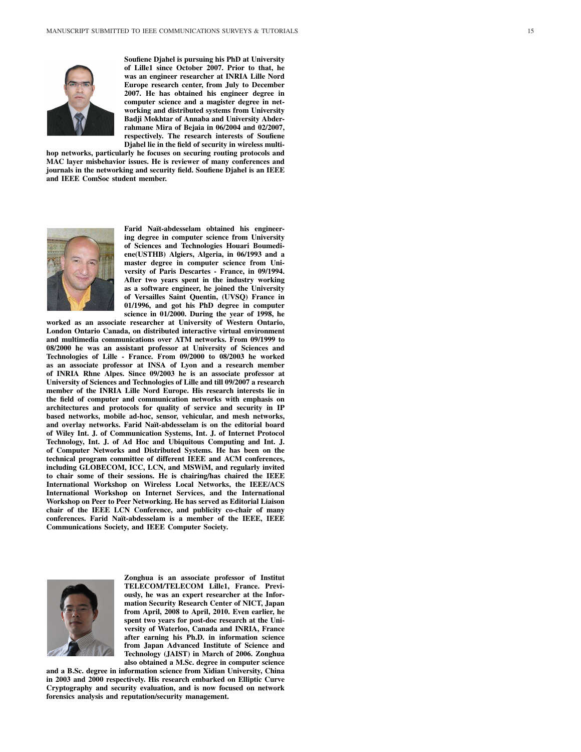**Soufiene Djahel is pursuing his PhD at University of Lille1 since October 2007. Prior to that, he was an engineer researcher at INRIA Lille Nord Europe research center, from July to December 2007. He has obtained his engineer degree in computer science and a magister degree in networking and distributed systems from University Badji Mokhtar of Annaba and University Abderrahmane Mira of Bejaia in 06/2004 and 02/2007, respectively. The research interests of Soufiene Djahel lie in the field of security in wireless multi-hop networks, particularly he focuses on securing routing protocols and MAC layer misbehavior issues. He is reviewer of many conferences and journals in the networking and security field. Soufiene Djahel is an IEEE and IEEE ComSoc student member.**

**Farid Naït-abdesselam obtained his engineering degree in computer science from University of Sciences and Technologies Houari Boumediene(USTHB) Algiers, Algeria, in 06/1993 and a master degree in computer science from University of Paris Descartes - France, in 09/1994. After two years spent in the industry working as a software engineer, he joined the University of Versailles Saint Quentin, (UVSQ) France in 01/1996, and got his PhD degree in computer science in 01/2000. During the year of 1998, he worked as an associate researcher at University of Western Ontario, London Ontario Canada, on distributed interactive virtual environment and multimedia communications over ATM networks. From 09/1999 to 08/2000 he was an assistant professor at University of Sciences and Technologies of Lille - France. From 09/2000 to 08/2003 he worked as an associate professor at INSA of Lyon and a research member of INRIA Rhne Alpes. Since 09/2003 he is an associate professor at University of Sciences and Technologies of Lille and till 09/2007 a research member of the INRIA Lille Nord Europe. His research interests lie in the field of computer and communication networks with emphasis on architectures and protocols for quality of service and security in IP based networks, mobile ad-hoc, sensor, vehicular, and mesh networks, and overlay networks. Farid Naït-abdesselam is on the editorial board of Wiley Int. J. of Communication Systems, Int. J. of Internet Protocol Technology, Int. J. of Ad Hoc and Ubiquitous Computing and Int. J. of Computer Networks and Distributed Systems. He has been on the technical program committee of different IEEE and ACM conferences, including GLOBECOM, ICC, LCN, and MSWiM, and regularly invited to chair some of their sessions. He is chairing/has chaired the IEEE International Workshop on Wireless Local Networks, the IEEE/ACS International Workshop on Internet Services, and the International Workshop on Peer to Peer Networking. He has served as Editorial Liaison chair of the IEEE LCN Conference, and publicity co-chair of many conferences. Farid Naït-abdesselam is a member of the IEEE, IEEE Communications Society, and IEEE Computer Society.**

**Zonghua is an associate professor of Institut TELECOM/TELECOM Lille1, France. Previously, he was an expert researcher at the Information Security Research Center of NICT, Japan from April, 2008 to April, 2010. Even earlier, he spent two years for post-doc research at the University of Waterloo, Canada and INRIA, France after earning his Ph.D. in information science from Japan Advanced Institute of Science and Technology (JAIST) in March of 2006. Zonghua also obtained a M.Sc. degree in computer science and a B.Sc. degree in information science from Xidian University, China in 2003 and 2000 respectively. His research embarked on Elliptic Curve Cryptography and security evaluation, and is now focused on network forensics analysis and reputation/security management.**